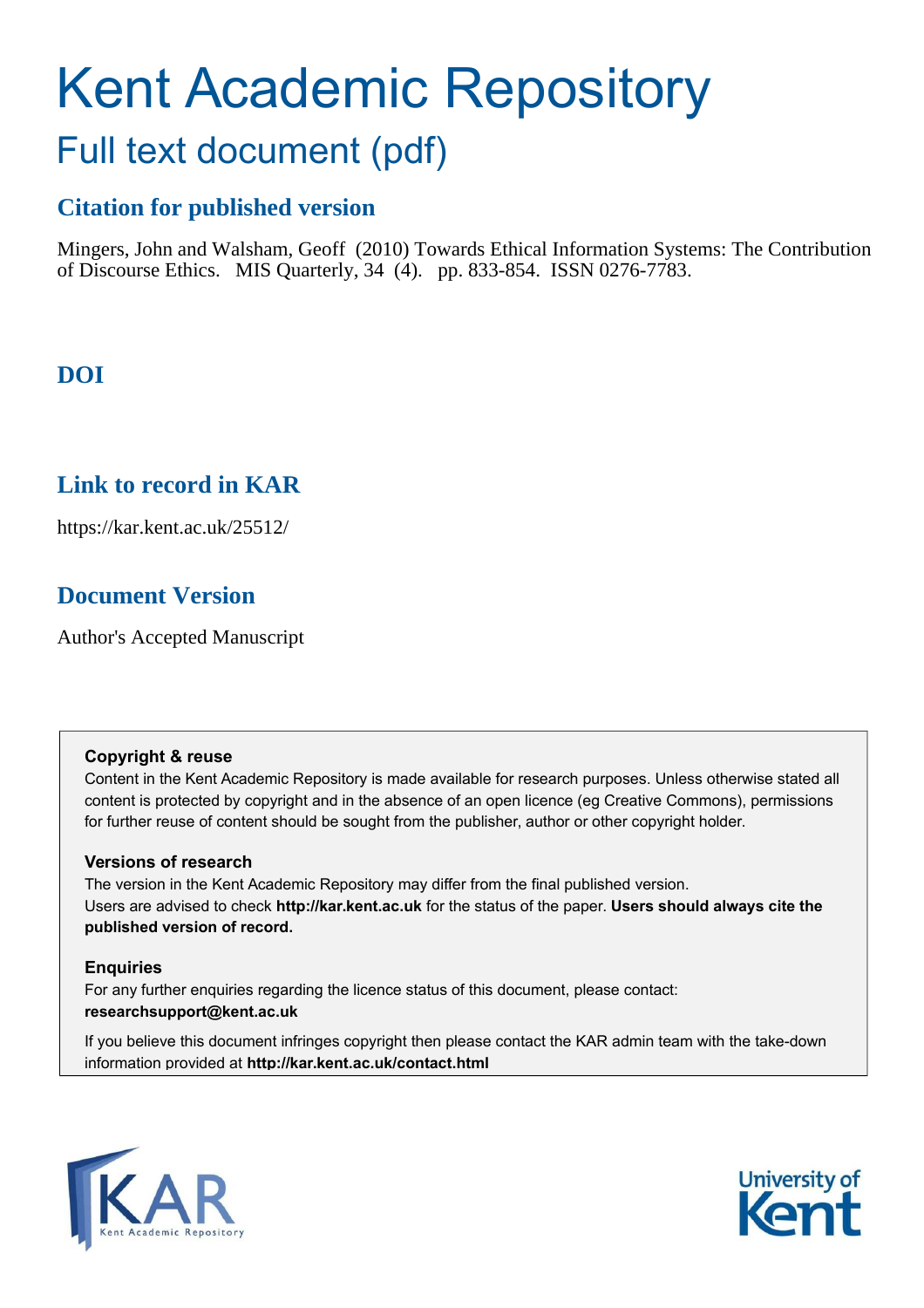# Kent Academic Repository

## Full text document (pdf)

## Citation for published version

Mingers, John and Walsham, Geoff (2010) Towards Ethical Information Systems: The Contribution of Discourse Ethics. MIS Quarterly, 34 (4). pp. 833-854. ISSN 0276-7783.

## DOI

## Link to record in KAR

https://kar.kent.ac.uk/25512/

## Document Version

Author's Accepted Manuscript

**Copyright & reuse**

Content in the Kent Academic Repository is made available for research purposes. Unless otherwise stated all content is protected by copyright and in the absence of an open licence (eg Creative Commons), permissions for further reuse of content should be sought from the publisher, author or other copyright holder.

**Versions of research**

The version in the Kent Academic Repository may differ from the final published version. Users are advised to check **http://kar.kent.ac.uk** for the status of the paper. **Users should always cite the published version of record.**

**Enquiries**

For any further enquiries regarding the licence status of this document, please contact: **researchsupport@kent.ac.uk**

If you believe this document infringes copyright then please contact the KAR admin team with the take-down information provided at **http://kar.kent.ac.uk/contact.html**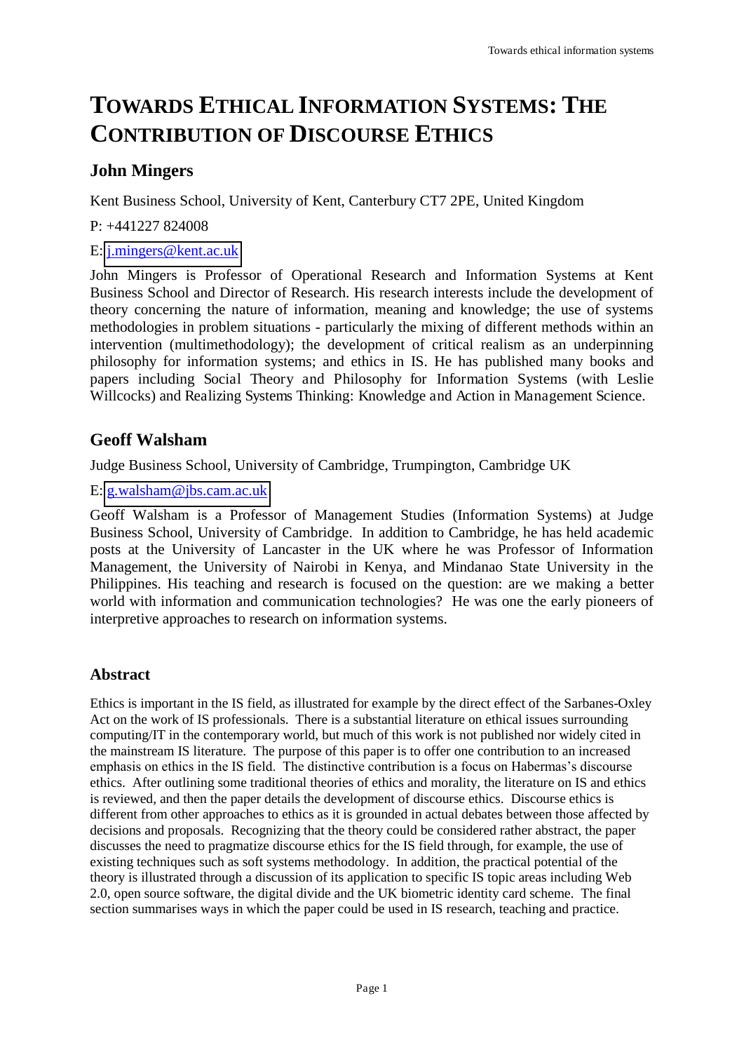# TOWARDS ETHICAL INFORMATION SYSTEMS: THE CONTRIBUTION OF DISCOURSE ETHICS

## John Mingers

Kent Business School, University of Kent, Canterbury CT7 2PE, United Kingdom

P: +441227 824008

E: j.mingers@kent.ac.uk

John Mingers is Professor of Operational Research and Information Systems at Kent Business School and Director of Research. His research interests include the development of theory concerning the nature of information, meaning and knowledge; the use of systems methodologies in problem situations - particularly the mixing of different methods within an intervention (multimethodology); the development of critical realism as an underpinning philosophy for information systems; and ethics in IS. He has published many books and papers including Social Theory and Philosophy for Information Systems (with Leslie Willcocks) and Realizing Systems Thinking: Knowledge and Action in Management Science.

## Geoff Walsham

Judge Business School, University of Cambridge, Trumpington, Cambridge UK

E: g.walsham@jbs.cam.ac.uk

Geoff Walsham is a Professor of Management Studies (Information Systems) at Judge Business School, University of Cambridge. In addition to Cambridge, he has held academic posts at the University of Lancaster in the UK where he was Professor of Information Management, the University of Nairobi in Kenya, and Mindanao State University in the Philippines. His teaching and research is focused on the question: are we making a better world with information and communication technologies? He was one the early pioneers of interpretive approaches to research on information systems.

## Abstract

Ethics is important in the IS field, as illustrated for example by the direct effect of the Sarbanes-Oxley Act on the work of IS professionals. There is a substantial literature on ethical issues surrounding computing/IT in the contemporary world, but much of this work is not published nor widely cited in the mainstream IS literature. The purpose of this paper is to offer one contribution to an increased emphasis on ethics in the IS field. The distinctive contribution is a focus on Habermas's discourse ethics. After outlining some traditional theories of ethics and morality, the literature on IS and ethics is reviewed, and then the paper details the development of discourse ethics. Discourse ethics is different from other approaches to ethics as it is grounded in actual debates between those affected by decisions and proposals. Recognizing that the theory could be considered rather abstract, the paper discusses the need to pragmatize discourse ethics for the IS field through, for example, the use of existing techniques such as soft systems methodology. In addition, the practical potential of the theory is illustrated through a discussion of its application to specific IS topic areas including Web 2.0, open source software, the digital divide and the UK biometric identity card scheme. The final section summarises ways in which the paper could be used in IS research, teaching and practice.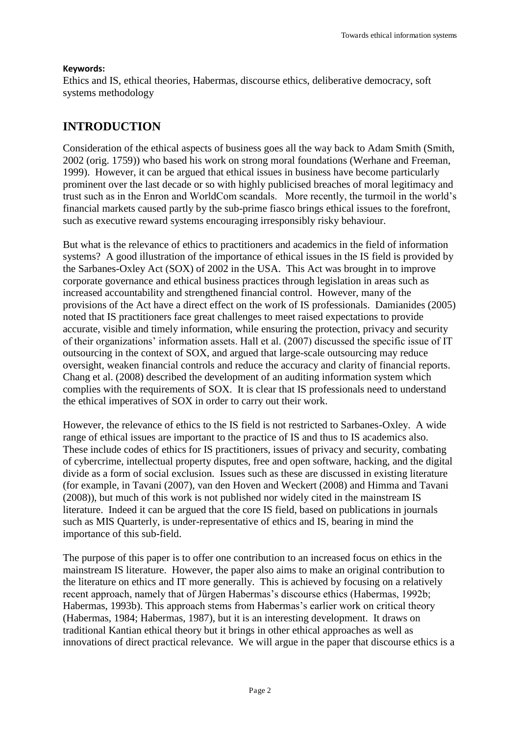**Keywords:**

Ethics and IS, ethical theories, Habermas, discourse ethics, deliberative democracy, soft systems methodology

## INTRODUCTION

Consideration of the ethical aspects of business goes all the way back to Adam Smith (Smith, 2002 (orig. 1759)) who based his work on strong moral foundations (Werhane and Freeman, 1999). However, it can be argued that ethical issues in business have become particularly prominent over the last decade or so with highly publicised breaches of moral legitimacy and trust such as in the Enron and WorldCom scandals. More recently, the turmoil in the world's financial markets caused partly by the sub-prime fiasco brings ethical issues to the forefront, such as executive reward systems encouraging irresponsibly risky behaviour.

But what is the relevance of ethics to practitioners and academics in the field of information systems? A good illustration of the importance of ethical issues in the IS field is provided by the Sarbanes-Oxley Act (SOX) of 2002 in the USA. This Act was brought in to improve corporate governance and ethical business practices through legislation in areas such as increased accountability and strengthened financial control. However, many of the provisions of the Act have a direct effect on the work of IS professionals. Damianides (2005) noted that IS practitioners face great challenges to meet raised expectations to provide accurate, visible and timely information, while ensuring the protection, privacy and security of their organizations' information assets. Hall et al. (2007) discussed the specific issue of IT outsourcing in the context of SOX, and argued that large-scale outsourcing may reduce oversight, weaken financial controls and reduce the accuracy and clarity of financial reports. Chang et al. (2008) described the development of an auditing information system which complies with the requirements of SOX. It is clear that IS professionals need to understand the ethical imperatives of SOX in order to carry out their work.

However, the relevance of ethics to the IS field is not restricted to Sarbanes-Oxley. A wide range of ethical issues are important to the practice of IS and thus to IS academics also. These include codes of ethics for IS practitioners, issues of privacy and security, combating of cybercrime, intellectual property disputes, free and open software, hacking, and the digital divide as a form of social exclusion. Issues such as these are discussed in existing literature (for example, in Tavani (2007), van den Hoven and Weckert (2008) and Himma and Tavani (2008)), but much of this work is not published nor widely cited in the mainstream IS literature. Indeed it can be argued that the core IS field, based on publications in journals such as MIS Quarterly, is under-representative of ethics and IS, bearing in mind the importance of this sub-field.

The purpose of this paper is to offer one contribution to an increased focus on ethics in the mainstream IS literature. However, the paper also aims to make an original contribution to the literature on ethics and IT more generally. This is achieved by focusing on a relatively recent approach, namely that of Jürgen Habermas's discourse ethics (Habermas, 1992b; Habermas, 1993b). This approach stems from Habermas's earlier work on critical theory (Habermas, 1984; Habermas, 1987), but it is an interesting development. It draws on traditional Kantian ethical theory but it brings in other ethical approaches as well as innovations of direct practical relevance. We will argue in the paper that discourse ethics is a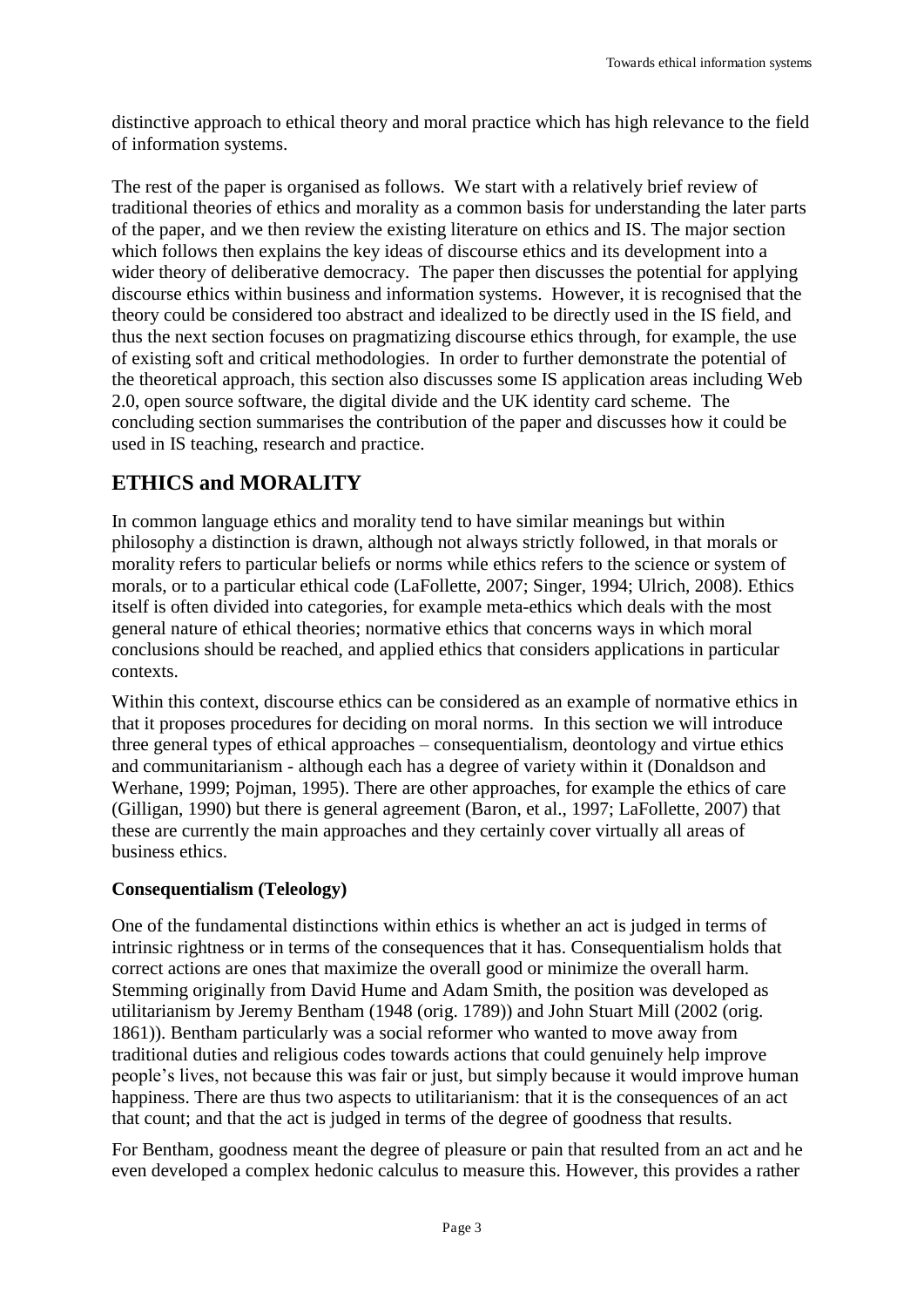distinctive approach to ethical theory and moral practice which has high relevance to the field of information systems.

The rest of the paper is organised as follows. We start with a relatively brief review of traditional theories of ethics and morality as a common basis for understanding the later parts of the paper, and we then review the existing literature on ethics and IS. The major section which follows then explains the key ideas of discourse ethics and its development into a wider theory of deliberative democracy. The paper then discusses the potential for applying discourse ethics within business and information systems. However, it is recognised that the theory could be considered too abstract and idealized to be directly used in the IS field, and thus the next section focuses on pragmatizing discourse ethics through, for example, the use of existing soft and critical methodologies. In order to further demonstrate the potential of the theoretical approach, this section also discusses some IS application areas including Web 2.0, open source software, the digital divide and the UK identity card scheme. The concluding section summarises the contribution of the paper and discusses how it could be used in IS teaching, research and practice.

# ETHICS and MORALITY

In common language ethics and morality tend to have similar meanings but within philosophy a distinction is drawn, although not always strictly followed, in that morals or morality refers to particular beliefs or norms while ethics refers to the science or system of morals, or to a particular ethical code (LaFollette, 2007; Singer, 1994; Ulrich, 2008). Ethics itself is often divided into categories, for example meta-ethics which deals with the most general nature of ethical theories; normative ethics that concerns ways in which moral conclusions should be reached, and applied ethics that considers applications in particular contexts.

Within this context, discourse ethics can be considered as an example of normative ethics in that it proposes procedures for deciding on moral norms. In this section we will introduce three general types of ethical approaches – consequentialism, deontology and virtue ethics and communitarianism - although each has a degree of variety within it (Donaldson and Werhane, 1999; Pojman, 1995). There are other approaches, for example the ethics of care (Gilligan, 1990) but there is general agreement (Baron, et al., 1997; LaFollette, 2007) that these are currently the main approaches and they certainly cover virtually all areas of business ethics.

### Consequentialism (Teleology)

One of the fundamental distinctions within ethics is whether an act is judged in terms of intrinsic rightness or in terms of the consequences that it has. Consequentialism holds that correct actions are ones that maximize the overall good or minimize the overall harm. Stemming originally from David Hume and Adam Smith, the position was developed as utilitarianism by Jeremy Bentham (1948 (orig. 1789)) and John Stuart Mill (2002 (orig. 1861)). Bentham particularly was a social reformer who wanted to move away from traditional duties and religious codes towards actions that could genuinely help improve people's lives, not because this was fair or just, but simply because it would improve human happiness. There are thus two aspects to utilitarianism: that it is the consequences of an act that count; and that the act is judged in terms of the degree of goodness that results.

For Bentham, goodness meant the degree of pleasure or pain that resulted from an act and he even developed a complex hedonic calculus to measure this. However, this provides a rather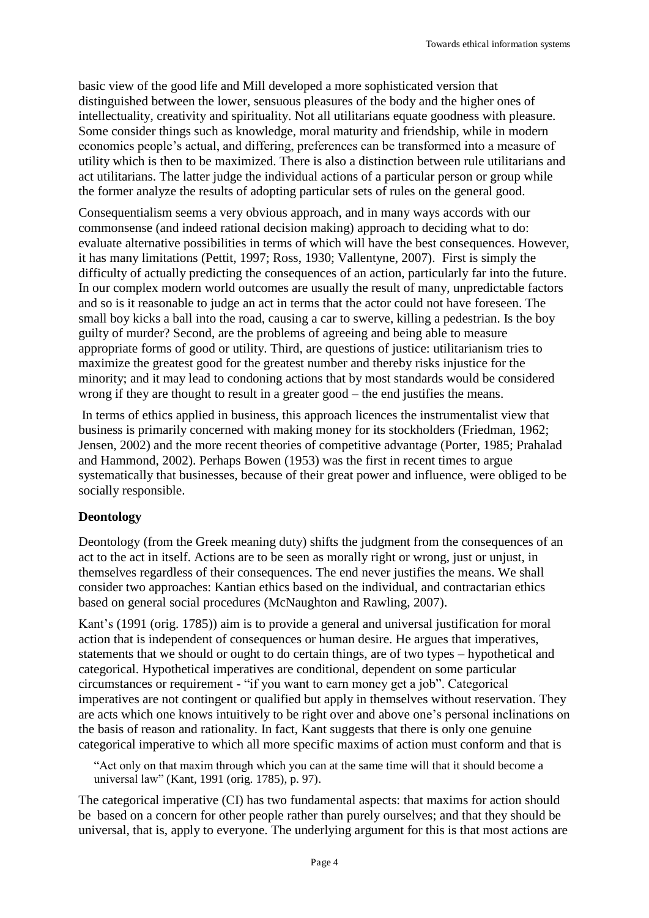basic view of the good life and Mill developed a more sophisticated version that distinguished between the lower, sensuous pleasures of the body and the higher ones of intellectuality, creativity and spirituality. Not all utilitarians equate goodness with pleasure. Some consider things such as knowledge, moral maturity and friendship, while in modern economics people's actual, and differing, preferences can be transformed into a measure of utility which is then to be maximized. There is also a distinction between rule utilitarians and act utilitarians. The latter judge the individual actions of a particular person or group while the former analyze the results of adopting particular sets of rules on the general good.

Consequentialism seems a very obvious approach, and in many ways accords with our commonsense (and indeed rational decision making) approach to deciding what to do: evaluate alternative possibilities in terms of which will have the best consequences. However, it has many limitations (Pettit, 1997; Ross, 1930; Vallentyne, 2007). First is simply the difficulty of actually predicting the consequences of an action, particularly far into the future. In our complex modern world outcomes are usually the result of many, unpredictable factors and so is it reasonable to judge an act in terms that the actor could not have foreseen. The small boy kicks a ball into the road, causing a car to swerve, killing a pedestrian. Is the boy guilty of murder? Second, are the problems of agreeing and being able to measure appropriate forms of good or utility. Third, are questions of justice: utilitarianism tries to maximize the greatest good for the greatest number and thereby risks injustice for the minority; and it may lead to condoning actions that by most standards would be considered wrong if they are thought to result in a greater good – the end justifies the means.

In terms of ethics applied in business, this approach licences the instrumentalist view that business is primarily concerned with making money for its stockholders (Friedman, 1962; Jensen, 2002) and the more recent theories of competitive advantage (Porter, 1985; Prahalad and Hammond, 2002). Perhaps Bowen (1953) was the first in recent times to argue systematically that businesses, because of their great power and influence, were obliged to be socially responsible.

**Deontology**

Deontology (from the Greek meaning duty) shifts the judgment from the consequences of an act to the act in itself. Actions are to be seen as morally right or wrong, just or unjust, in themselves regardless of their consequences. The end never justifies the means. We shall consider two approaches: Kantian ethics based on the individual, and contractarian ethics based on general social procedures (McNaughton and Rawling, 2007).

Kant's (1991 (orig. 1785)) aim is to provide a general and universal justification for moral action that is independent of consequences or human desire. He argues that imperatives, statements that we should or ought to do certain things, are of two types – hypothetical and categorical. Hypothetical imperatives are conditional, dependent on some particular circumstances or requirement - "if you want to earn money get a job". Categorical imperatives are not contingent or qualified but apply in themselves without reservation. They are acts which one knows intuitively to be right over and above one's personal inclinations on the basis of reason and rationality. In fact, Kant suggests that there is only one genuine categorical imperative to which all more specific maxims of action must conform and that is

> "Act only on that maxim through which you can at the same time will that it should become a universal law" (Kant, 1991 (orig. 1785), p. 97).

The categorical imperative (CI) has two fundamental aspects: that maxims for action should be based on a concern for other people rather than purely ourselves; and that they should be universal, that is, apply to everyone. The underlying argument for this is that most actions are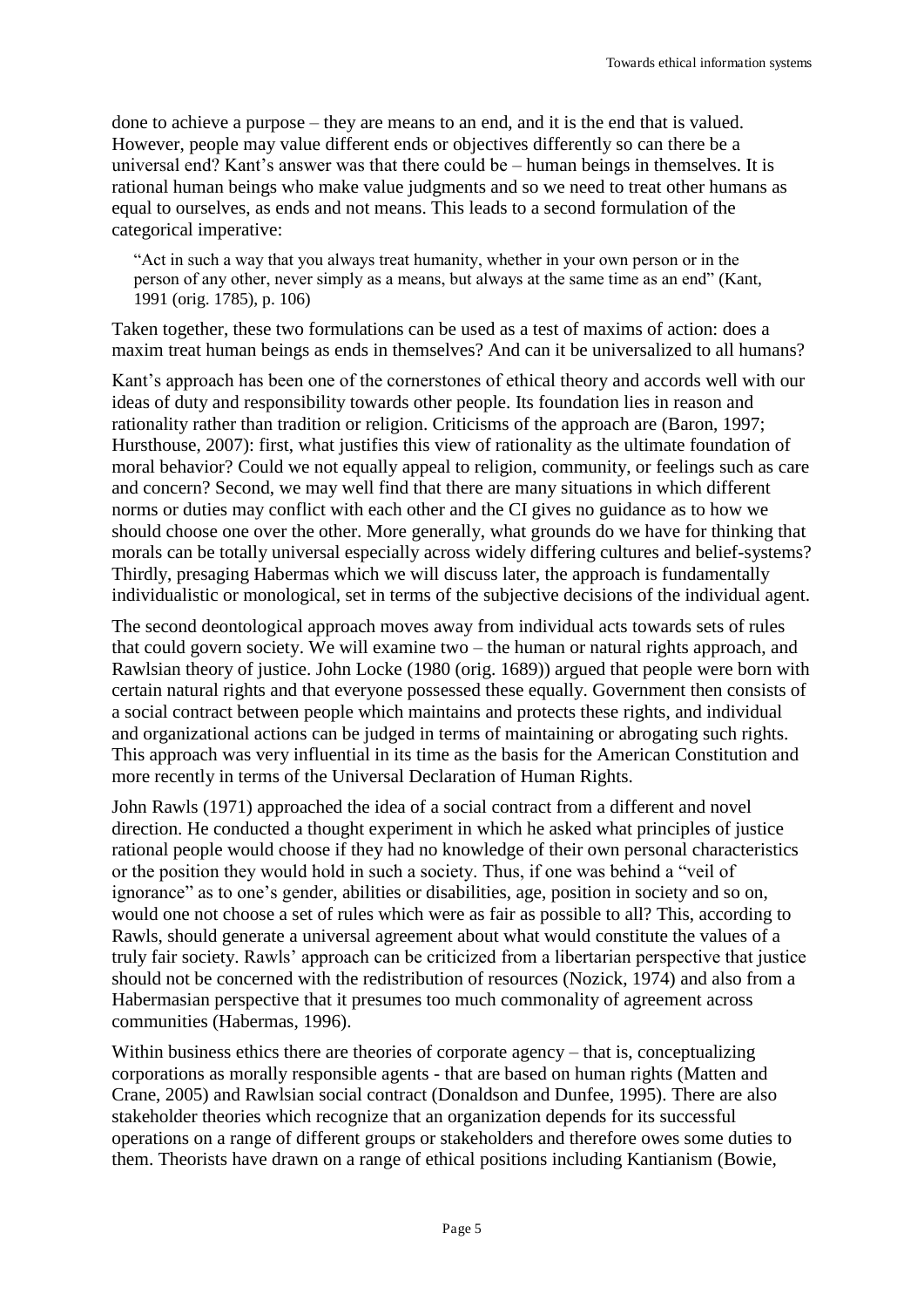done to achieve a purpose – they are means to an end, and it is the end that is valued. However, people may value different ends or objectives differently so can there be a universal end? Kant's answer was that there could be – human beings in themselves. It is rational human beings who make value judgments and so we need to treat other humans as equal to ourselves, as ends and not means. This leads to a second formulation of the categorical imperative:

> "Act in such a way that you always treat humanity, whether in your own person or in the person of any other, never simply as a means, but always at the same time as an end" (Kant, 1991 (orig. 1785), p. 106)

Taken together, these two formulations can be used as a test of maxims of action: does a maxim treat human beings as ends in themselves? And can it be universalized to all humans?

Kant's approach has been one of the cornerstones of ethical theory and accords well with our ideas of duty and responsibility towards other people. Its foundation lies in reason and rationality rather than tradition or religion. Criticisms of the approach are (Baron, 1997; Hursthouse, 2007): first, what justifies this view of rationality as the ultimate foundation of moral behavior? Could we not equally appeal to religion, community, or feelings such as care and concern? Second, we may well find that there are many situations in which different norms or duties may conflict with each other and the CI gives no guidance as to how we should choose one over the other. More generally, what grounds do we have for thinking that morals can be totally universal especially across widely differing cultures and belief-systems? Thirdly, presaging Habermas which we will discuss later, the approach is fundamentally individualistic or monological, set in terms of the subjective decisions of the individual agent.

The second deontological approach moves away from individual acts towards sets of rules that could govern society. We will examine two – the human or natural rights approach, and Rawlsian theory of justice. John Locke (1980 (orig. 1689)) argued that people were born with certain natural rights and that everyone possessed these equally. Government then consists of a social contract between people which maintains and protects these rights, and individual and organizational actions can be judged in terms of maintaining or abrogating such rights. This approach was very influential in its time as the basis for the American Constitution and more recently in terms of the Universal Declaration of Human Rights.

John Rawls (1971) approached the idea of a social contract from a different and novel direction. He conducted a thought experiment in which he asked what principles of justice rational people would choose if they had no knowledge of their own personal characteristics or the position they would hold in such a society. Thus, if one was behind a "veil of ignorance" as to one's gender, abilities or disabilities, age, position in society and so on, would one not choose a set of rules which were as fair as possible to all? This, according to Rawls, should generate a universal agreement about what would constitute the values of a truly fair society. Rawls' approach can be criticized from a libertarian perspective that justice should not be concerned with the redistribution of resources (Nozick, 1974) and also from a Habermasian perspective that it presumes too much commonality of agreement across communities (Habermas, 1996).

Within business ethics there are theories of corporate agency – that is, conceptualizing corporations as morally responsible agents - that are based on human rights (Matten and Crane, 2005) and Rawlsian social contract (Donaldson and Dunfee, 1995). There are also stakeholder theories which recognize that an organization depends for its successful operations on a range of different groups or stakeholders and therefore owes some duties to them. Theorists have drawn on a range of ethical positions including Kantianism (Bowie,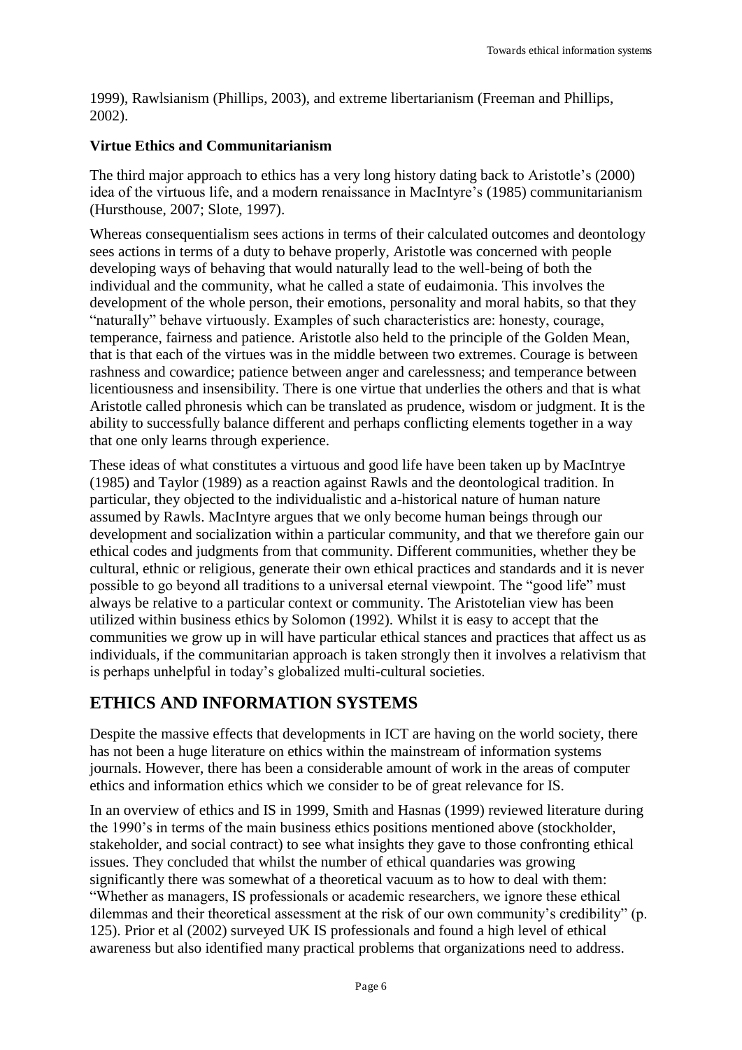1999), Rawlsianism (Phillips, 2003), and extreme libertarianism (Freeman and Phillips, 2002).

### Virtue Ethics and Communitarianism

The third major approach to ethics has a very long history dating back to Aristotle's (2000) idea of the virtuous life, and a modern renaissance in MacIntyre's (1985) communitarianism (Hursthouse, 2007; Slote, 1997).

Whereas consequentialism sees actions in terms of their calculated outcomes and deontology sees actions in terms of a duty to behave properly, Aristotle was concerned with people developing ways of behaving that would naturally lead to the well-being of both the individual and the community, what he called a state of eudaimonia. This involves the development of the whole person, their emotions, personality and moral habits, so that they "naturally" behave virtuously. Examples of such characteristics are: honesty, courage, temperance, fairness and patience. Aristotle also held to the principle of the Golden Mean, that is that each of the virtues was in the middle between two extremes. Courage is between rashness and cowardice; patience between anger and carelessness; and temperance between licentiousness and insensibility. There is one virtue that underlies the others and that is what Aristotle called phronesis which can be translated as prudence, wisdom or judgment. It is the ability to successfully balance different and perhaps conflicting elements together in a way that one only learns through experience.

These ideas of what constitutes a virtuous and good life have been taken up by MacIntrye (1985) and Taylor (1989) as a reaction against Rawls and the deontological tradition. In particular, they objected to the individualistic and a-historical nature of human nature assumed by Rawls. MacIntyre argues that we only become human beings through our development and socialization within a particular community, and that we therefore gain our ethical codes and judgments from that community. Different communities, whether they be cultural, ethnic or religious, generate their own ethical practices and standards and it is never possible to go beyond all traditions to a universal eternal viewpoint. The "good life" must always be relative to a particular context or community. The Aristotelian view has been utilized within business ethics by Solomon (1992). Whilst it is easy to accept that the communities we grow up in will have particular ethical stances and practices that affect us as individuals, if the communitarian approach is taken strongly then it involves a relativism that is perhaps unhelpful in today's globalized multi-cultural societies.

## ETHICS AND INFORMATION SYSTEMS

Despite the massive effects that developments in ICT are having on the world society, there has not been a huge literature on ethics within the mainstream of information systems journals. However, there has been a considerable amount of work in the areas of computer ethics and information ethics which we consider to be of great relevance for IS.

In an overview of ethics and IS in 1999, Smith and Hasnas (1999) reviewed literature during the 1990's in terms of the main business ethics positions mentioned above (stockholder, stakeholder, and social contract) to see what insights they gave to those confronting ethical issues. They concluded that whilst the number of ethical quandaries was growing significantly there was somewhat of a theoretical vacuum as to how to deal with them: "Whether as managers, IS professionals or academic researchers, we ignore these ethical dilemmas and their theoretical assessment at the risk of our own community's credibility" (p. 125). Prior et al (2002) surveyed UK IS professionals and found a high level of ethical awareness but also identified many practical problems that organizations need to address.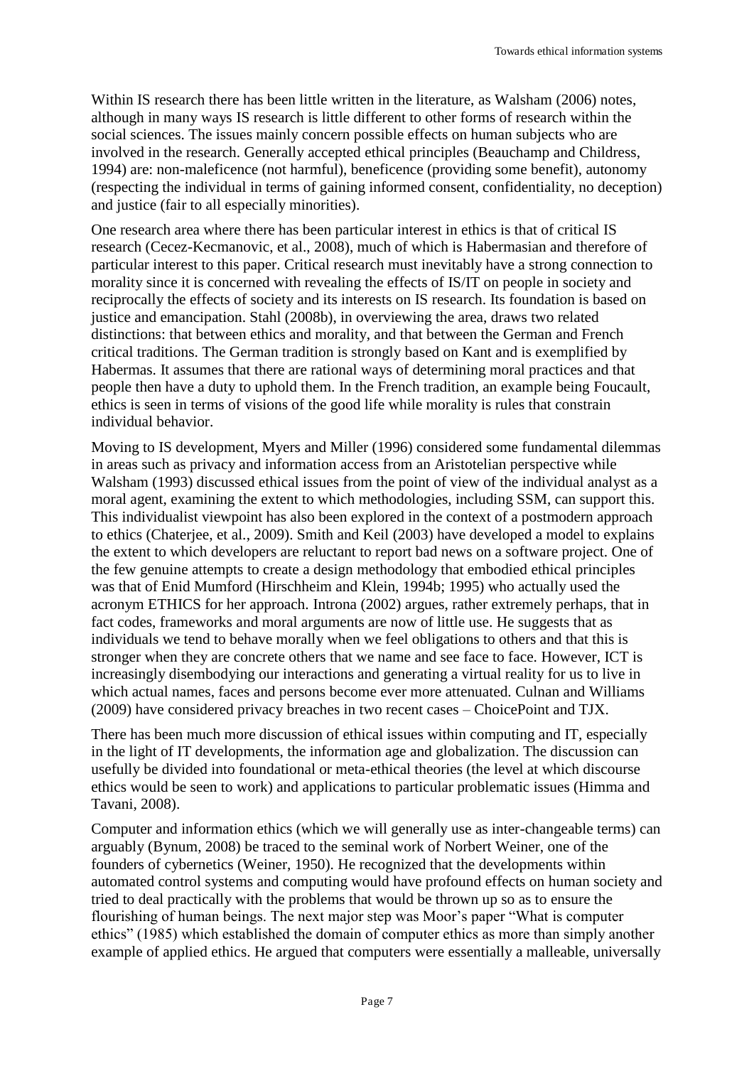Within IS research there has been little written in the literature, as Walsham (2006) notes, although in many ways IS research is little different to other forms of research within the social sciences. The issues mainly concern possible effects on human subjects who are involved in the research. Generally accepted ethical principles (Beauchamp and Childress, 1994) are: non-maleficence (not harmful), beneficence (providing some benefit), autonomy (respecting the individual in terms of gaining informed consent, confidentiality, no deception) and justice (fair to all especially minorities).

One research area where there has been particular interest in ethics is that of critical IS research (Cecez-Kecmanovic, et al., 2008), much of which is Habermasian and therefore of particular interest to this paper. Critical research must inevitably have a strong connection to morality since it is concerned with revealing the effects of IS/IT on people in society and reciprocally the effects of society and its interests on IS research. Its foundation is based on justice and emancipation. Stahl (2008b), in overviewing the area, draws two related distinctions: that between ethics and morality, and that between the German and French critical traditions. The German tradition is strongly based on Kant and is exemplified by Habermas. It assumes that there are rational ways of determining moral practices and that people then have a duty to uphold them. In the French tradition, an example being Foucault, ethics is seen in terms of visions of the good life while morality is rules that constrain individual behavior.

Moving to IS development, Myers and Miller (1996) considered some fundamental dilemmas in areas such as privacy and information access from an Aristotelian perspective while Walsham (1993) discussed ethical issues from the point of view of the individual analyst as a moral agent, examining the extent to which methodologies, including SSM, can support this. This individualist viewpoint has also been explored in the context of a postmodern approach to ethics (Chaterjee, et al., 2009). Smith and Keil (2003) have developed a model to explains the extent to which developers are reluctant to report bad news on a software project. One of the few genuine attempts to create a design methodology that embodied ethical principles was that of Enid Mumford (Hirschheim and Klein, 1994b; 1995) who actually used the acronym ETHICS for her approach. Introna (2002) argues, rather extremely perhaps, that in fact codes, frameworks and moral arguments are now of little use. He suggests that as individuals we tend to behave morally when we feel obligations to others and that this is stronger when they are concrete others that we name and see face to face. However, ICT is increasingly disembodying our interactions and generating a virtual reality for us to live in which actual names, faces and persons become ever more attenuated. Culnan and Williams (2009) have considered privacy breaches in two recent cases – ChoicePoint and TJX.

There has been much more discussion of ethical issues within computing and IT, especially in the light of IT developments, the information age and globalization. The discussion can usefully be divided into foundational or meta-ethical theories (the level at which discourse ethics would be seen to work) and applications to particular problematic issues (Himma and Tavani, 2008).

Computer and information ethics (which we will generally use as inter-changeable terms) can arguably (Bynum, 2008) be traced to the seminal work of Norbert Weiner, one of the founders of cybernetics (Weiner, 1950). He recognized that the developments within automated control systems and computing would have profound effects on human society and tried to deal practically with the problems that would be thrown up so as to ensure the flourishing of human beings. The next major step was Moor's paper "What is computer ethics" (1985) which established the domain of computer ethics as more than simply another example of applied ethics. He argued that computers were essentially a malleable, universally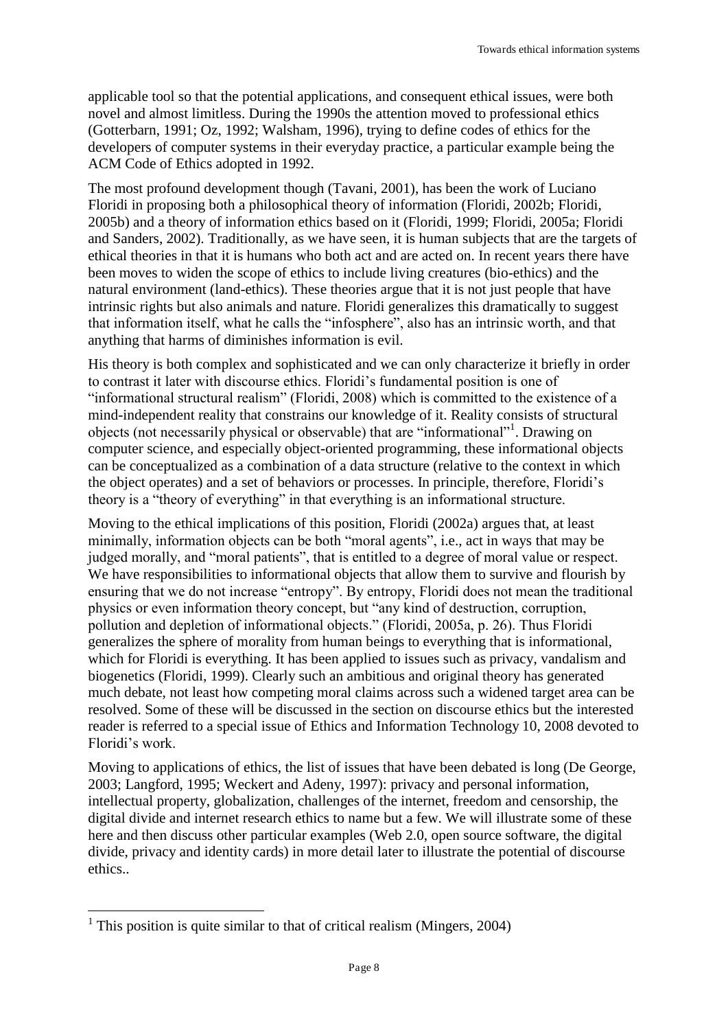applicable tool so that the potential applications, and consequent ethical issues, were both novel and almost limitless. During the 1990s the attention moved to professional ethics (Gotterbarn, 1991; Oz, 1992; Walsham, 1996), trying to define codes of ethics for the developers of computer systems in their everyday practice, a particular example being the ACM Code of Ethics adopted in 1992.

The most profound development though (Tavani, 2001), has been the work of Luciano Floridi in proposing both a philosophical theory of information (Floridi, 2002b; Floridi, 2005b) and a theory of information ethics based on it (Floridi, 1999; Floridi, 2005a; Floridi and Sanders, 2002). Traditionally, as we have seen, it is human subjects that are the targets of ethical theories in that it is humans who both act and are acted on. In recent years there have been moves to widen the scope of ethics to include living creatures (bio-ethics) and the natural environment (land-ethics). These theories argue that it is not just people that have intrinsic rights but also animals and nature. Floridi generalizes this dramatically to suggest that information itself, what he calls the "infosphere", also has an intrinsic worth, and that anything that harms of diminishes information is evil.

His theory is both complex and sophisticated and we can only characterize it briefly in order to contrast it later with discourse ethics. Floridi's fundamental position is one of "informational structural realism" (Floridi, 2008) which is committed to the existence of a mind-independent reality that constrains our knowledge of it. Reality consists of structural objects (not necessarily physical or observable) that are "informational"[1]. Drawing on computer science, and especially object-oriented programming, these informational objects can be conceptualized as a combination of a data structure (relative to the context in which the object operates) and a set of behaviors or processes. In principle, therefore, Floridi's theory is a "theory of everything" in that everything is an informational structure.

Moving to the ethical implications of this position, Floridi (2002a) argues that, at least minimally, information objects can be both "moral agents", i.e., act in ways that may be judged morally, and "moral patients", that is entitled to a degree of moral value or respect. We have responsibilities to informational objects that allow them to survive and flourish by ensuring that we do not increase "entropy". By entropy, Floridi does not mean the traditional physics or even information theory concept, but "any kind of destruction, corruption, pollution and depletion of informational objects." (Floridi, 2005a, p. 26). Thus Floridi generalizes the sphere of morality from human beings to everything that is informational, which for Floridi is everything. It has been applied to issues such as privacy, vandalism and biogenetics (Floridi, 1999). Clearly such an ambitious and original theory has generated much debate, not least how competing moral claims across such a widened target area can be resolved. Some of these will be discussed in the section on discourse ethics but the interested reader is referred to a special issue of Ethics and Information Technology 10, 2008 devoted to Floridi's work.

Moving to applications of ethics, the list of issues that have been debated is long (De George, 2003; Langford, 1995; Weckert and Adeny, 1997): privacy and personal information, intellectual property, globalization, challenges of the internet, freedom and censorship, the digital divide and internet research ethics to name but a few. We will illustrate some of these here and then discuss other particular examples (Web 2.0, open source software, the digital divide, privacy and identity cards) in more detail later to illustrate the potential of discourse ethics..

[1] This position is quite similar to that of critical realism (Mingers, 2004)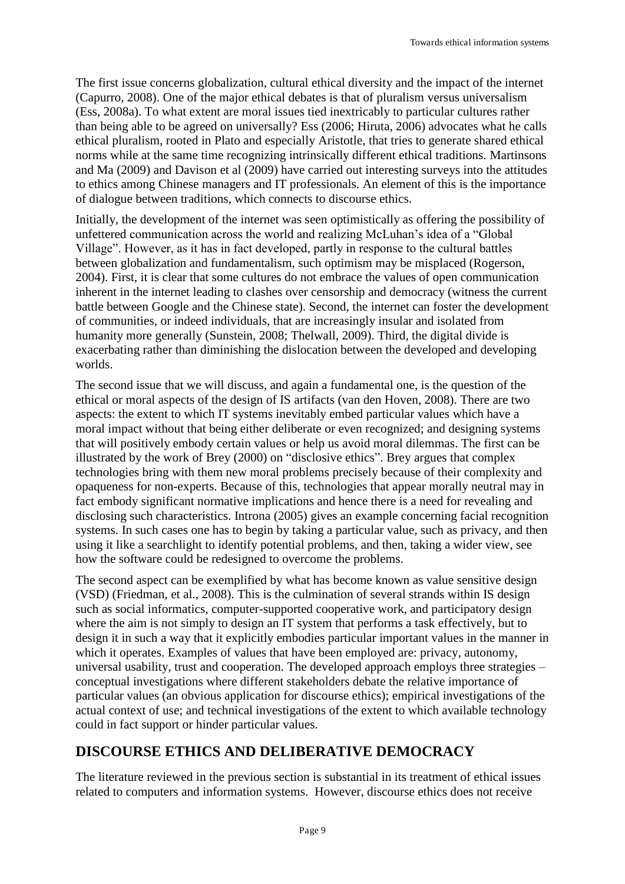The first issue concerns globalization, cultural ethical diversity and the impact of the internet (Capurro, 2008). One of the major ethical debates is that of pluralism versus universalism (Ess, 2008a). To what extent are moral issues tied inextricably to particular cultures rather than being able to be agreed on universally? Ess (2006; Hiruta, 2006) advocates what he calls ethical pluralism, rooted in Plato and especially Aristotle, that tries to generate shared ethical norms while at the same time recognizing intrinsically different ethical traditions. Martinsons and Ma (2009) and Davison et al (2009) have carried out interesting surveys into the attitudes to ethics among Chinese managers and IT professionals. An element of this is the importance of dialogue between traditions, which connects to discourse ethics.

Initially, the development of the internet was seen optimistically as offering the possibility of unfettered communication across the world and realizing McLuhan's idea of a "Global Village". However, as it has in fact developed, partly in response to the cultural battles between globalization and fundamentalism, such optimism may be misplaced (Rogerson, 2004). First, it is clear that some cultures do not embrace the values of open communication inherent in the internet leading to clashes over censorship and democracy (witness the current battle between Google and the Chinese state). Second, the internet can foster the development of communities, or indeed individuals, that are increasingly insular and isolated from humanity more generally (Sunstein, 2008; Thelwall, 2009). Third, the digital divide is exacerbating rather than diminishing the dislocation between the developed and developing worlds.

The second issue that we will discuss, and again a fundamental one, is the question of the ethical or moral aspects of the design of IS artifacts (van den Hoven, 2008). There are two aspects: the extent to which IT systems inevitably embed particular values which have a moral impact without that being either deliberate or even recognized; and designing systems that will positively embody certain values or help us avoid moral dilemmas. The first can be illustrated by the work of Brey (2000) on "disclosive ethics". Brey argues that complex technologies bring with them new moral problems precisely because of their complexity and opaqueness for non-experts. Because of this, technologies that appear morally neutral may in fact embody significant normative implications and hence there is a need for revealing and disclosing such characteristics. Introna (2005) gives an example concerning facial recognition systems. In such cases one has to begin by taking a particular value, such as privacy, and then using it like a searchlight to identify potential problems, and then, taking a wider view, see how the software could be redesigned to overcome the problems.

The second aspect can be exemplified by what has become known as value sensitive design (VSD) (Friedman, et al., 2008). This is the culmination of several strands within IS design such as social informatics, computer-supported cooperative work, and participatory design where the aim is not simply to design an IT system that performs a task effectively, but to design it in such a way that it explicitly embodies particular important values in the manner in which it operates. Examples of values that have been employed are: privacy, autonomy, universal usability, trust and cooperation. The developed approach employs three strategies – conceptual investigations where different stakeholders debate the relative importance of particular values (an obvious application for discourse ethics); empirical investigations of the actual context of use; and technical investigations of the extent to which available technology could in fact support or hinder particular values.

## DISCOURSE ETHICS AND DELIBERATIVE DEMOCRACY

The literature reviewed in the previous section is substantial in its treatment of ethical issues related to computers and information systems. However, discourse ethics does not receive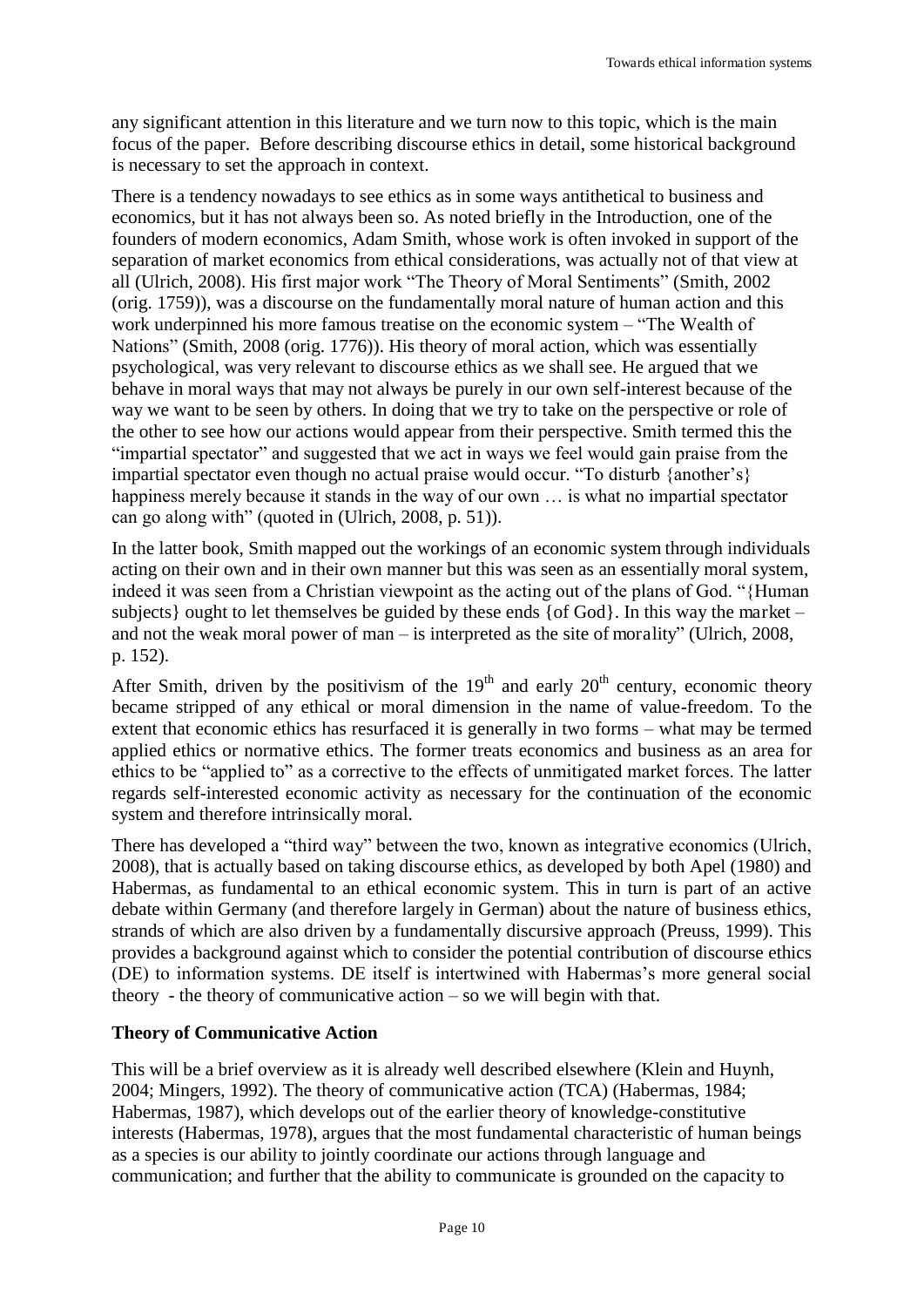any significant attention in this literature and we turn now to this topic, which is the main focus of the paper. Before describing discourse ethics in detail, some historical background is necessary to set the approach in context.

There is a tendency nowadays to see ethics as in some ways antithetical to business and economics, but it has not always been so. As noted briefly in the Introduction, one of the founders of modern economics, Adam Smith, whose work is often invoked in support of the separation of market economics from ethical considerations, was actually not of that view at all (Ulrich, 2008). His first major work "The Theory of Moral Sentiments" (Smith, 2002 (orig. 1759)), was a discourse on the fundamentally moral nature of human action and this work underpinned his more famous treatise on the economic system – "The Wealth of Nations" (Smith, 2008 (orig. 1776)). His theory of moral action, which was essentially psychological, was very relevant to discourse ethics as we shall see. He argued that we behave in moral ways that may not always be purely in our own self-interest because of the way we want to be seen by others. In doing that we try to take on the perspective or role of the other to see how our actions would appear from their perspective. Smith termed this the "impartial spectator" and suggested that we act in ways we feel would gain praise from the impartial spectator even though no actual praise would occur. "To disturb {another's} happiness merely because it stands in the way of our own … is what no impartial spectator can go along with" (quoted in (Ulrich, 2008, p. 51)).

In the latter book, Smith mapped out the workings of an economic system through individuals acting on their own and in their own manner but this was seen as an essentially moral system, indeed it was seen from a Christian viewpoint as the acting out of the plans of God. "{Human subjects} ought to let themselves be guided by these ends {of God}. In this way the market – and not the weak moral power of man – is interpreted as the site of morality" (Ulrich, 2008, p. 152).

After Smith, driven by the positivism of the 19th and early 20th century, economic theory became stripped of any ethical or moral dimension in the name of value-freedom. To the extent that economic ethics has resurfaced it is generally in two forms – what may be termed applied ethics or normative ethics. The former treats economics and business as an area for ethics to be "applied to" as a corrective to the effects of unmitigated market forces. The latter regards self-interested economic activity as necessary for the continuation of the economic system and therefore intrinsically moral.

There has developed a "third way" between the two, known as integrative economics (Ulrich, 2008), that is actually based on taking discourse ethics, as developed by both Apel (1980) and Habermas, as fundamental to an ethical economic system. This in turn is part of an active debate within Germany (and therefore largely in German) about the nature of business ethics, strands of which are also driven by a fundamentally discursive approach (Preuss, 1999). This provides a background against which to consider the potential contribution of discourse ethics (DE) to information systems. DE itself is intertwined with Habermas's more general social theory - the theory of communicative action – so we will begin with that.

**Theory of Communicative Action**

This will be a brief overview as it is already well described elsewhere (Klein and Huynh, 2004; Mingers, 1992). The theory of communicative action (TCA) (Habermas, 1984; Habermas, 1987), which develops out of the earlier theory of knowledge-constitutive interests (Habermas, 1978), argues that the most fundamental characteristic of human beings as a species is our ability to jointly coordinate our actions through language and communication; and further that the ability to communicate is grounded on the capacity to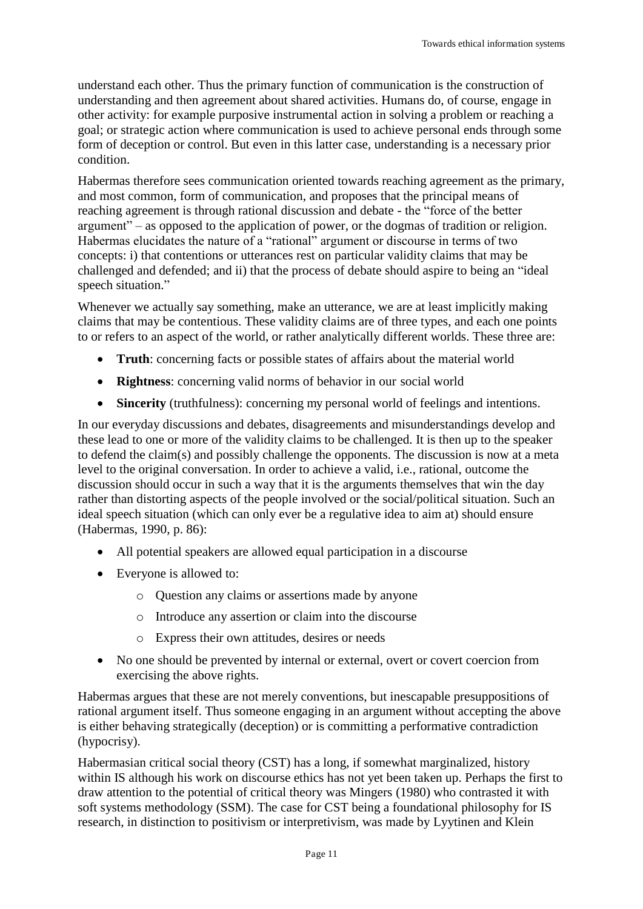understand each other. Thus the primary function of communication is the construction of understanding and then agreement about shared activities. Humans do, of course, engage in other activity: for example purposive instrumental action in solving a problem or reaching a goal; or strategic action where communication is used to achieve personal ends through some form of deception or control. But even in this latter case, understanding is a necessary prior condition.

Habermas therefore sees communication oriented towards reaching agreement as the primary, and most common, form of communication, and proposes that the principal means of reaching agreement is through rational discussion and debate - the "force of the better argument" – as opposed to the application of power, or the dogmas of tradition or religion. Habermas elucidates the nature of a "rational" argument or discourse in terms of two concepts: i) that contentions or utterances rest on particular validity claims that may be challenged and defended; and ii) that the process of debate should aspire to being an "ideal speech situation."

Whenever we actually say something, make an utterance, we are at least implicitly making claims that may be contentious. These validity claims are of three types, and each one points to or refers to an aspect of the world, or rather analytically different worlds. These three are:

- **Truth**: concerning facts or possible states of affairs about the material world
- **Rightness**: concerning valid norms of behavior in our social world
- **Sincerity** (truthfulness): concerning my personal world of feelings and intentions.

In our everyday discussions and debates, disagreements and misunderstandings develop and these lead to one or more of the validity claims to be challenged. It is then up to the speaker to defend the claim(s) and possibly challenge the opponents. The discussion is now at a meta level to the original conversation. In order to achieve a valid, i.e., rational, outcome the discussion should occur in such a way that it is the arguments themselves that win the day rather than distorting aspects of the people involved or the social/political situation. Such an ideal speech situation (which can only ever be a regulative idea to aim at) should ensure (Habermas, 1990, p. 86):

- All potential speakers are allowed equal participation in a discourse
- Everyone is allowed to:
  - Question any claims or assertions made by anyone
  - Introduce any assertion or claim into the discourse
  - Express their own attitudes, desires or needs
- No one should be prevented by internal or external, overt or covert coercion from exercising the above rights.

Habermas argues that these are not merely conventions, but inescapable presuppositions of rational argument itself. Thus someone engaging in an argument without accepting the above is either behaving strategically (deception) or is committing a performative contradiction (hypocrisy).

Habermasian critical social theory (CST) has a long, if somewhat marginalized, history within IS although his work on discourse ethics has not yet been taken up. Perhaps the first to draw attention to the potential of critical theory was Mingers (1980) who contrasted it with soft systems methodology (SSM). The case for CST being a foundational philosophy for IS research, in distinction to positivism or interpretivism, was made by Lyytinen and Klein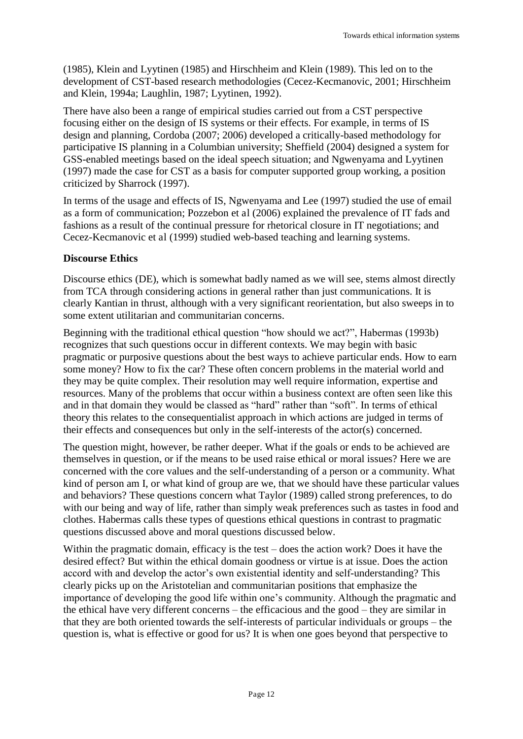(1985), Klein and Lyytinen (1985) and Hirschheim and Klein (1989). This led on to the development of CST-based research methodologies (Cecez-Kecmanovic, 2001; Hirschheim and Klein, 1994a; Laughlin, 1987; Lyytinen, 1992).

There have also been a range of empirical studies carried out from a CST perspective focusing either on the design of IS systems or their effects. For example, in terms of IS design and planning, Cordoba (2007; 2006) developed a critically-based methodology for participative IS planning in a Columbian university; Sheffield (2004) designed a system for GSS-enabled meetings based on the ideal speech situation; and Ngwenyama and Lyytinen (1997) made the case for CST as a basis for computer supported group working, a position criticized by Sharrock (1997).

In terms of the usage and effects of IS, Ngwenyama and Lee (1997) studied the use of email as a form of communication; Pozzebon et al (2006) explained the prevalence of IT fads and fashions as a result of the continual pressure for rhetorical closure in IT negotiations; and Cecez-Kecmanovic et al (1999) studied web-based teaching and learning systems.

**Discourse Ethics**

Discourse ethics (DE), which is somewhat badly named as we will see, stems almost directly from TCA through considering actions in general rather than just communications. It is clearly Kantian in thrust, although with a very significant reorientation, but also sweeps in to some extent utilitarian and communitarian concerns.

Beginning with the traditional ethical question "how should we act?", Habermas (1993b) recognizes that such questions occur in different contexts. We may begin with basic pragmatic or purposive questions about the best ways to achieve particular ends. How to earn some money? How to fix the car? These often concern problems in the material world and they may be quite complex. Their resolution may well require information, expertise and resources. Many of the problems that occur within a business context are often seen like this and in that domain they would be classed as "hard" rather than "soft". In terms of ethical theory this relates to the consequentialist approach in which actions are judged in terms of their effects and consequences but only in the self-interests of the actor(s) concerned.

The question might, however, be rather deeper. What if the goals or ends to be achieved are themselves in question, or if the means to be used raise ethical or moral issues? Here we are concerned with the core values and the self-understanding of a person or a community. What kind of person am I, or what kind of group are we, that we should have these particular values and behaviors? These questions concern what Taylor (1989) called strong preferences, to do with our being and way of life, rather than simply weak preferences such as tastes in food and clothes. Habermas calls these types of questions ethical questions in contrast to pragmatic questions discussed above and moral questions discussed below.

Within the pragmatic domain, efficacy is the test – does the action work? Does it have the desired effect? But within the ethical domain goodness or virtue is at issue. Does the action accord with and develop the actor's own existential identity and self-understanding? This clearly picks up on the Aristotelian and communitarian positions that emphasize the importance of developing the good life within one's community. Although the pragmatic and the ethical have very different concerns – the efficacious and the good – they are similar in that they are both oriented towards the self-interests of particular individuals or groups – the question is, what is effective or good for us? It is when one goes beyond that perspective to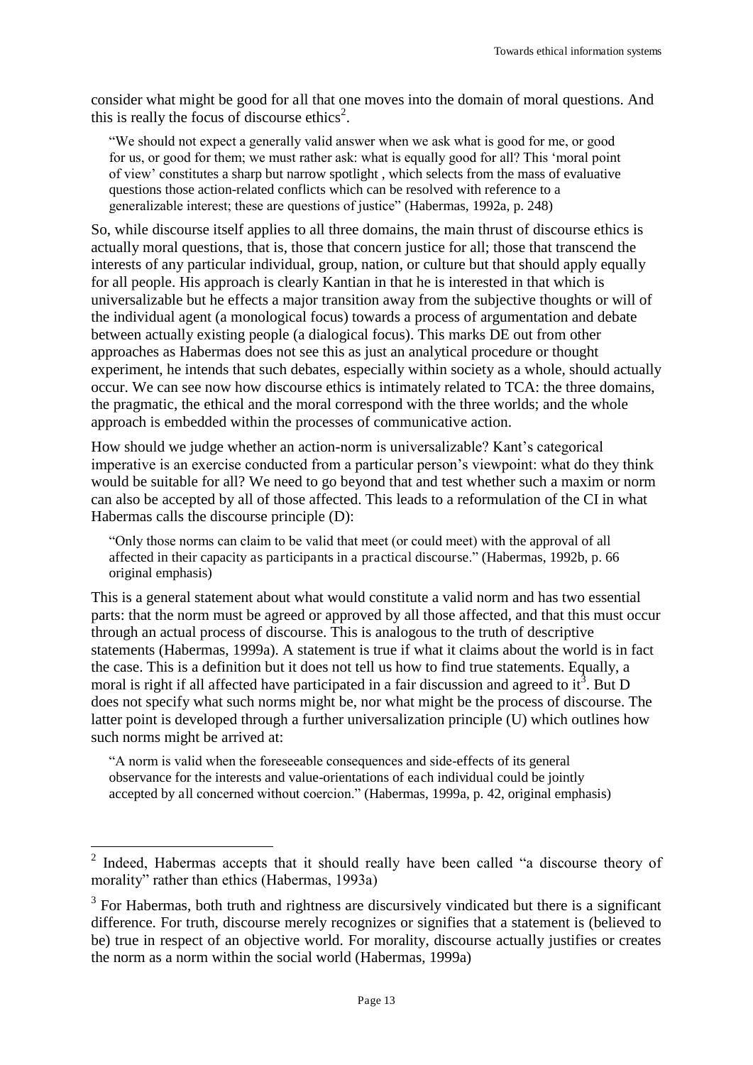consider what might be good for all that one moves into the domain of moral questions. And this is really the focus of discourse ethics[2].

> "We should not expect a generally valid answer when we ask what is good for me, or good for us, or good for them; we must rather ask: what is equally good for all? This 'moral point of view' constitutes a sharp but narrow spotlight , which selects from the mass of evaluative questions those action-related conflicts which can be resolved with reference to a generalizable interest; these are questions of justice" (Habermas, 1992a, p. 248)

So, while discourse itself applies to all three domains, the main thrust of discourse ethics is actually moral questions, that is, those that concern justice for all; those that transcend the interests of any particular individual, group, nation, or culture but that should apply equally for all people. His approach is clearly Kantian in that he is interested in that which is universalizable but he effects a major transition away from the subjective thoughts or will of the individual agent (a monological focus) towards a process of argumentation and debate between actually existing people (a dialogical focus). This marks DE out from other approaches as Habermas does not see this as just an analytical procedure or thought experiment, he intends that such debates, especially within society as a whole, should actually occur. We can see now how discourse ethics is intimately related to TCA: the three domains, the pragmatic, the ethical and the moral correspond with the three worlds; and the whole approach is embedded within the processes of communicative action.

How should we judge whether an action-norm is universalizable? Kant's categorical imperative is an exercise conducted from a particular person's viewpoint: what do they think would be suitable for all? We need to go beyond that and test whether such a maxim or norm can also be accepted by all of those affected. This leads to a reformulation of the CI in what Habermas calls the discourse principle (D):

> "Only those norms can claim to be valid that meet (or could meet) with the approval of all affected in their capacity as participants in a practical discourse." (Habermas, 1992b, p. 66 original emphasis)

This is a general statement about what would constitute a valid norm and has two essential parts: that the norm must be agreed or approved by all those affected, and that this must occur through an actual process of discourse. This is analogous to the truth of descriptive statements (Habermas, 1999a). A statement is true if what it claims about the world is in fact the case. This is a definition but it does not tell us how to find true statements. Equally, a moral is right if all affected have participated in a fair discussion and agreed to it[3]. But D does not specify what such norms might be, nor what might be the process of discourse. The latter point is developed through a further universalization principle (U) which outlines how such norms might be arrived at:

> "A norm is valid when the foreseeable consequences and side-effects of its general observance for the interests and value-orientations of each individual could be jointly accepted by all concerned without coercion." (Habermas, 1999a, p. 42, original emphasis)

---

[2] Indeed, Habermas accepts that it should really have been called "a discourse theory of morality" rather than ethics (Habermas, 1993a)

[3] For Habermas, both truth and rightness are discursively vindicated but there is a significant difference. For truth, discourse merely recognizes or signifies that a statement is (believed to be) true in respect of an objective world. For morality, discourse actually justifies or creates the norm as a norm within the social world (Habermas, 1999a)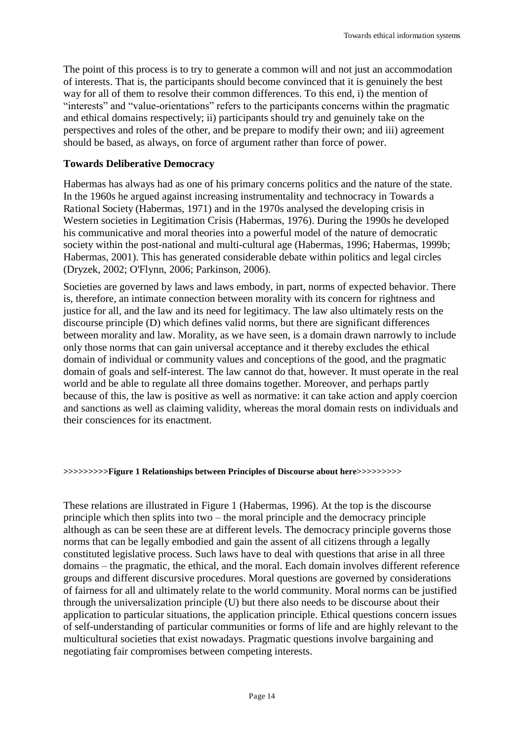The point of this process is to try to generate a common will and not just an accommodation of interests. That is, the participants should become convinced that it is genuinely the best way for all of them to resolve their common differences. To this end, i) the mention of "interests" and "value-orientations" refers to the participants concerns within the pragmatic and ethical domains respectively; ii) participants should try and genuinely take on the perspectives and roles of the other, and be prepare to modify their own; and iii) agreement should be based, as always, on force of argument rather than force of power.

### Towards Deliberative Democracy

Habermas has always had as one of his primary concerns politics and the nature of the state. In the 1960s he argued against increasing instrumentality and technocracy in Towards a Rational Society (Habermas, 1971) and in the 1970s analysed the developing crisis in Western societies in Legitimation Crisis (Habermas, 1976). During the 1990s he developed his communicative and moral theories into a powerful model of the nature of democratic society within the post-national and multi-cultural age (Habermas, 1996; Habermas, 1999b; Habermas, 2001). This has generated considerable debate within politics and legal circles (Dryzek, 2002; O'Flynn, 2006; Parkinson, 2006).

Societies are governed by laws and laws embody, in part, norms of expected behavior. There is, therefore, an intimate connection between morality with its concern for rightness and justice for all, and the law and its need for legitimacy. The law also ultimately rests on the discourse principle (D) which defines valid norms, but there are significant differences between morality and law. Morality, as we have seen, is a domain drawn narrowly to include only those norms that can gain universal acceptance and it thereby excludes the ethical domain of individual or community values and conceptions of the good, and the pragmatic domain of goals and self-interest. The law cannot do that, however. It must operate in the real world and be able to regulate all three domains together. Moreover, and perhaps partly because of this, the law is positive as well as normative: it can take action and apply coercion and sanctions as well as claiming validity, whereas the moral domain rests on individuals and their consciences for its enactment.

**>>>>>>>>>Figure 1 Relationships between Principles of Discourse about here>>>>>>>>>**

These relations are illustrated in Figure 1 (Habermas, 1996). At the top is the discourse principle which then splits into two – the moral principle and the democracy principle although as can be seen these are at different levels. The democracy principle governs those norms that can be legally embodied and gain the assent of all citizens through a legally constituted legislative process. Such laws have to deal with questions that arise in all three domains – the pragmatic, the ethical, and the moral. Each domain involves different reference groups and different discursive procedures. Moral questions are governed by considerations of fairness for all and ultimately relate to the world community. Moral norms can be justified through the universalization principle (U) but there also needs to be discourse about their application to particular situations, the application principle. Ethical questions concern issues of self-understanding of particular communities or forms of life and are highly relevant to the multicultural societies that exist nowadays. Pragmatic questions involve bargaining and negotiating fair compromises between competing interests.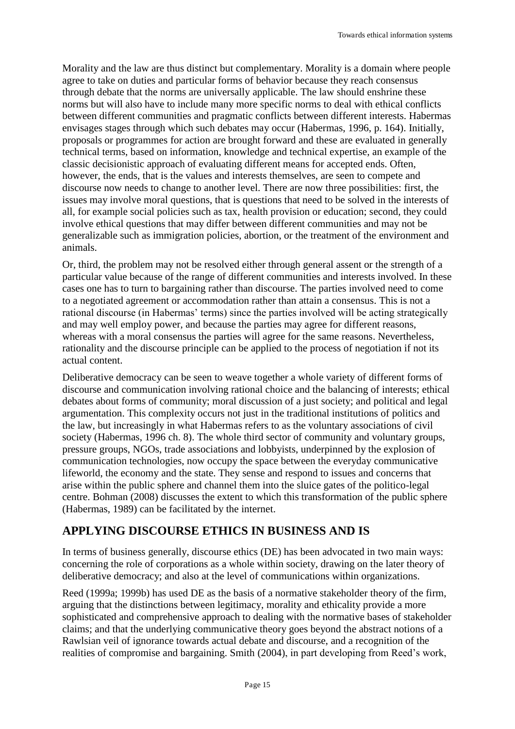Morality and the law are thus distinct but complementary. Morality is a domain where people agree to take on duties and particular forms of behavior because they reach consensus through debate that the norms are universally applicable. The law should enshrine these norms but will also have to include many more specific norms to deal with ethical conflicts between different communities and pragmatic conflicts between different interests. Habermas envisages stages through which such debates may occur (Habermas, 1996, p. 164). Initially, proposals or programmes for action are brought forward and these are evaluated in generally technical terms, based on information, knowledge and technical expertise, an example of the classic decisionistic approach of evaluating different means for accepted ends. Often, however, the ends, that is the values and interests themselves, are seen to compete and discourse now needs to change to another level. There are now three possibilities: first, the issues may involve moral questions, that is questions that need to be solved in the interests of all, for example social policies such as tax, health provision or education; second, they could involve ethical questions that may differ between different communities and may not be generalizable such as immigration policies, abortion, or the treatment of the environment and animals.

Or, third, the problem may not be resolved either through general assent or the strength of a particular value because of the range of different communities and interests involved. In these cases one has to turn to bargaining rather than discourse. The parties involved need to come to a negotiated agreement or accommodation rather than attain a consensus. This is not a rational discourse (in Habermas' terms) since the parties involved will be acting strategically and may well employ power, and because the parties may agree for different reasons, whereas with a moral consensus the parties will agree for the same reasons. Nevertheless, rationality and the discourse principle can be applied to the process of negotiation if not its actual content.

Deliberative democracy can be seen to weave together a whole variety of different forms of discourse and communication involving rational choice and the balancing of interests; ethical debates about forms of community; moral discussion of a just society; and political and legal argumentation. This complexity occurs not just in the traditional institutions of politics and the law, but increasingly in what Habermas refers to as the voluntary associations of civil society (Habermas, 1996 ch. 8). The whole third sector of community and voluntary groups, pressure groups, NGOs, trade associations and lobbyists, underpinned by the explosion of communication technologies, now occupy the space between the everyday communicative lifeworld, the economy and the state. They sense and respond to issues and concerns that arise within the public sphere and channel them into the sluice gates of the politico-legal centre. Bohman (2008) discusses the extent to which this transformation of the public sphere (Habermas, 1989) can be facilitated by the internet.

## APPLYING DISCOURSE ETHICS IN BUSINESS AND IS

In terms of business generally, discourse ethics (DE) has been advocated in two main ways: concerning the role of corporations as a whole within society, drawing on the later theory of deliberative democracy; and also at the level of communications within organizations.

Reed (1999a; 1999b) has used DE as the basis of a normative stakeholder theory of the firm, arguing that the distinctions between legitimacy, morality and ethicality provide a more sophisticated and comprehensive approach to dealing with the normative bases of stakeholder claims; and that the underlying communicative theory goes beyond the abstract notions of a Rawlsian veil of ignorance towards actual debate and discourse, and a recognition of the realities of compromise and bargaining. Smith (2004), in part developing from Reed's work,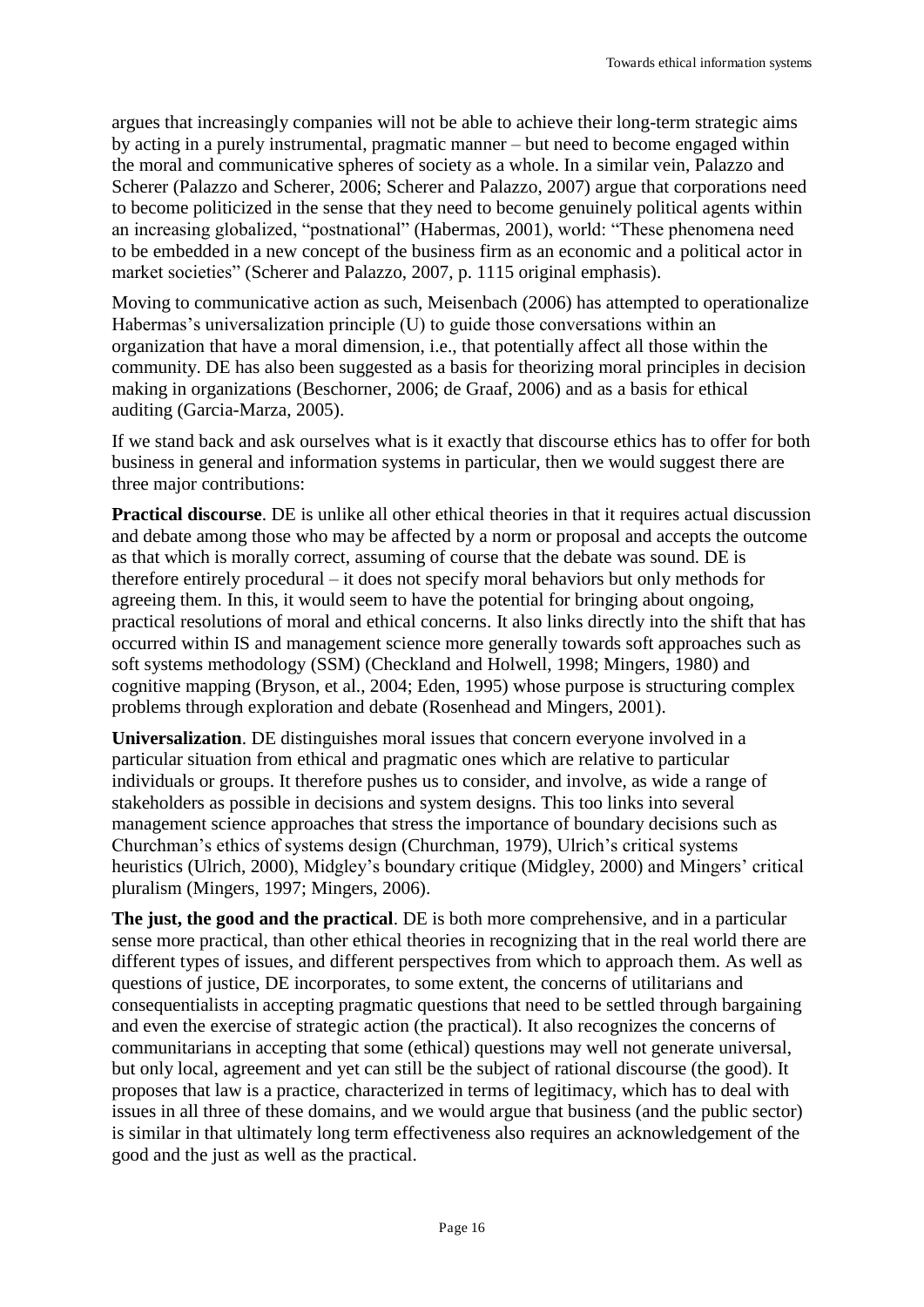argues that increasingly companies will not be able to achieve their long-term strategic aims by acting in a purely instrumental, pragmatic manner – but need to become engaged within the moral and communicative spheres of society as a whole. In a similar vein, Palazzo and Scherer (Palazzo and Scherer, 2006; Scherer and Palazzo, 2007) argue that corporations need to become politicized in the sense that they need to become genuinely political agents within an increasing globalized, "postnational" (Habermas, 2001), world: "These phenomena need to be embedded in a new concept of the business firm as an economic and a political actor in market societies" (Scherer and Palazzo, 2007, p. 1115 original emphasis).

Moving to communicative action as such, Meisenbach (2006) has attempted to operationalize Habermas's universalization principle (U) to guide those conversations within an organization that have a moral dimension, i.e., that potentially affect all those within the community. DE has also been suggested as a basis for theorizing moral principles in decision making in organizations (Beschorner, 2006; de Graaf, 2006) and as a basis for ethical auditing (Garcia-Marza, 2005).

If we stand back and ask ourselves what is it exactly that discourse ethics has to offer for both business in general and information systems in particular, then we would suggest there are three major contributions:

**Practical discourse**. DE is unlike all other ethical theories in that it requires actual discussion and debate among those who may be affected by a norm or proposal and accepts the outcome as that which is morally correct, assuming of course that the debate was sound. DE is therefore entirely procedural – it does not specify moral behaviors but only methods for agreeing them. In this, it would seem to have the potential for bringing about ongoing, practical resolutions of moral and ethical concerns. It also links directly into the shift that has occurred within IS and management science more generally towards soft approaches such as soft systems methodology (SSM) (Checkland and Holwell, 1998; Mingers, 1980) and cognitive mapping (Bryson, et al., 2004; Eden, 1995) whose purpose is structuring complex problems through exploration and debate (Rosenhead and Mingers, 2001).

**Universalization**. DE distinguishes moral issues that concern everyone involved in a particular situation from ethical and pragmatic ones which are relative to particular individuals or groups. It therefore pushes us to consider, and involve, as wide a range of stakeholders as possible in decisions and system designs. This too links into several management science approaches that stress the importance of boundary decisions such as Churchman's ethics of systems design (Churchman, 1979), Ulrich's critical systems heuristics (Ulrich, 2000), Midgley's boundary critique (Midgley, 2000) and Mingers' critical pluralism (Mingers, 1997; Mingers, 2006).

**The just, the good and the practical**. DE is both more comprehensive, and in a particular sense more practical, than other ethical theories in recognizing that in the real world there are different types of issues, and different perspectives from which to approach them. As well as questions of justice, DE incorporates, to some extent, the concerns of utilitarians and consequentialists in accepting pragmatic questions that need to be settled through bargaining and even the exercise of strategic action (the practical). It also recognizes the concerns of communitarians in accepting that some (ethical) questions may well not generate universal, but only local, agreement and yet can still be the subject of rational discourse (the good). It proposes that law is a practice, characterized in terms of legitimacy, which has to deal with issues in all three of these domains, and we would argue that business (and the public sector) is similar in that ultimately long term effectiveness also requires an acknowledgement of the good and the just as well as the practical.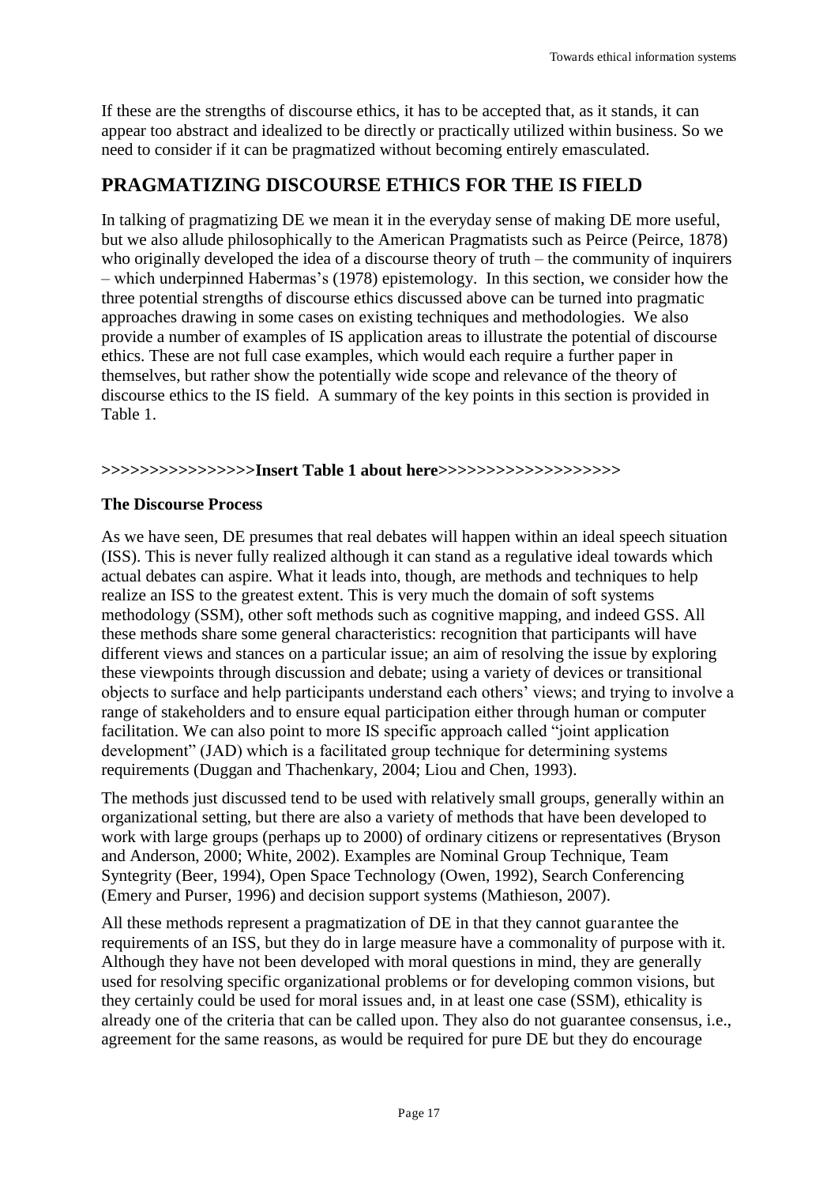If these are the strengths of discourse ethics, it has to be accepted that, as it stands, it can appear too abstract and idealized to be directly or practically utilized within business. So we need to consider if it can be pragmatized without becoming entirely emasculated.

## PRAGMATIZING DISCOURSE ETHICS FOR THE IS FIELD

In talking of pragmatizing DE we mean it in the everyday sense of making DE more useful, but we also allude philosophically to the American Pragmatists such as Peirce (Peirce, 1878) who originally developed the idea of a discourse theory of truth – the community of inquirers – which underpinned Habermas's (1978) epistemology. In this section, we consider how the three potential strengths of discourse ethics discussed above can be turned into pragmatic approaches drawing in some cases on existing techniques and methodologies. We also provide a number of examples of IS application areas to illustrate the potential of discourse ethics. These are not full case examples, which would each require a further paper in themselves, but rather show the potentially wide scope and relevance of the theory of discourse ethics to the IS field. A summary of the key points in this section is provided in Table 1.

**>>>>>>>>>>>>>>>>Insert Table 1 about here>>>>>>>>>>>>>>>>>>>**

### The Discourse Process

As we have seen, DE presumes that real debates will happen within an ideal speech situation (ISS). This is never fully realized although it can stand as a regulative ideal towards which actual debates can aspire. What it leads into, though, are methods and techniques to help realize an ISS to the greatest extent. This is very much the domain of soft systems methodology (SSM), other soft methods such as cognitive mapping, and indeed GSS. All these methods share some general characteristics: recognition that participants will have different views and stances on a particular issue; an aim of resolving the issue by exploring these viewpoints through discussion and debate; using a variety of devices or transitional objects to surface and help participants understand each others' views; and trying to involve a range of stakeholders and to ensure equal participation either through human or computer facilitation. We can also point to more IS specific approach called "joint application development" (JAD) which is a facilitated group technique for determining systems requirements (Duggan and Thachenkary, 2004; Liou and Chen, 1993).

The methods just discussed tend to be used with relatively small groups, generally within an organizational setting, but there are also a variety of methods that have been developed to work with large groups (perhaps up to 2000) of ordinary citizens or representatives (Bryson and Anderson, 2000; White, 2002). Examples are Nominal Group Technique, Team Syntegrity (Beer, 1994), Open Space Technology (Owen, 1992), Search Conferencing (Emery and Purser, 1996) and decision support systems (Mathieson, 2007).

All these methods represent a pragmatization of DE in that they cannot guarantee the requirements of an ISS, but they do in large measure have a commonality of purpose with it. Although they have not been developed with moral questions in mind, they are generally used for resolving specific organizational problems or for developing common visions, but they certainly could be used for moral issues and, in at least one case (SSM), ethicality is already one of the criteria that can be called upon. They also do not guarantee consensus, i.e., agreement for the same reasons, as would be required for pure DE but they do encourage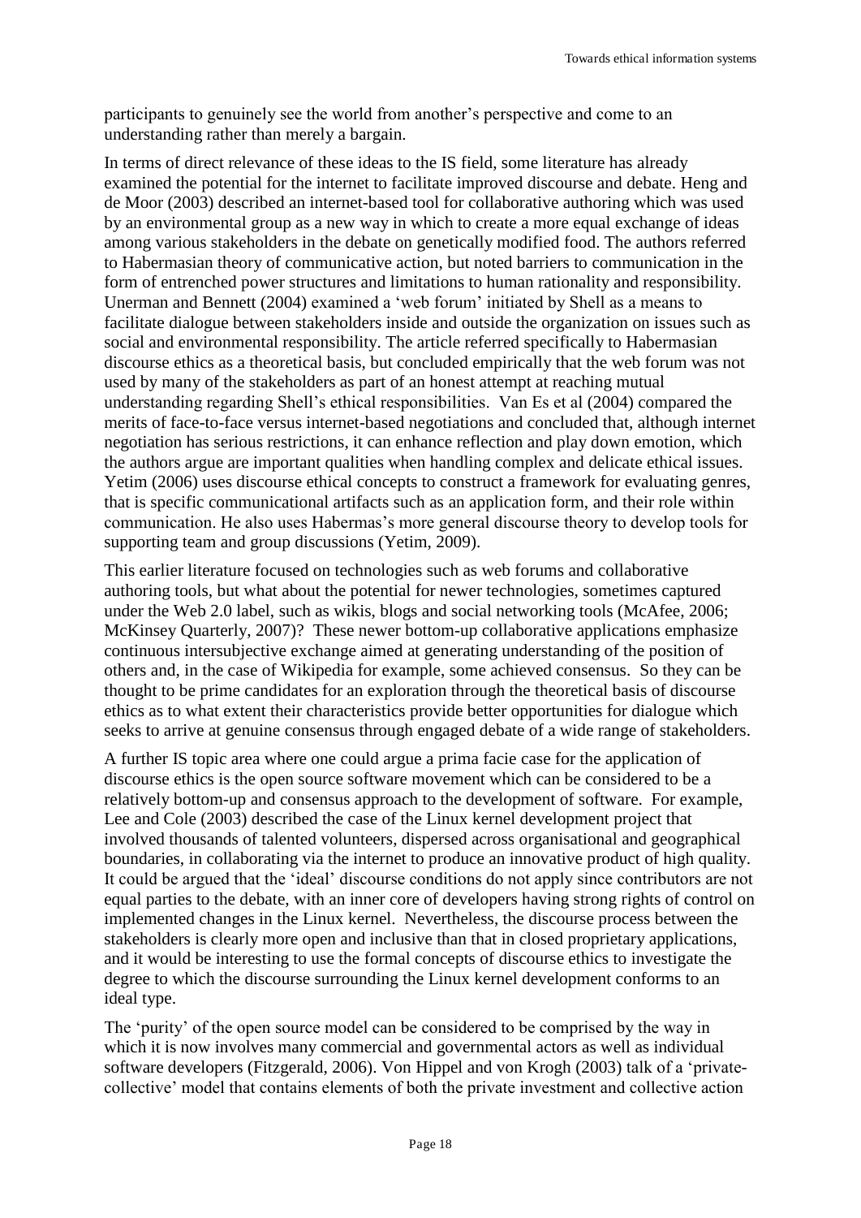participants to genuinely see the world from another's perspective and come to an understanding rather than merely a bargain.

In terms of direct relevance of these ideas to the IS field, some literature has already examined the potential for the internet to facilitate improved discourse and debate. Heng and de Moor (2003) described an internet-based tool for collaborative authoring which was used by an environmental group as a new way in which to create a more equal exchange of ideas among various stakeholders in the debate on genetically modified food. The authors referred to Habermasian theory of communicative action, but noted barriers to communication in the form of entrenched power structures and limitations to human rationality and responsibility. Unerman and Bennett (2004) examined a 'web forum' initiated by Shell as a means to facilitate dialogue between stakeholders inside and outside the organization on issues such as social and environmental responsibility. The article referred specifically to Habermasian discourse ethics as a theoretical basis, but concluded empirically that the web forum was not used by many of the stakeholders as part of an honest attempt at reaching mutual understanding regarding Shell's ethical responsibilities. Van Es et al (2004) compared the merits of face-to-face versus internet-based negotiations and concluded that, although internet negotiation has serious restrictions, it can enhance reflection and play down emotion, which the authors argue are important qualities when handling complex and delicate ethical issues. Yetim (2006) uses discourse ethical concepts to construct a framework for evaluating genres, that is specific communicational artifacts such as an application form, and their role within communication. He also uses Habermas's more general discourse theory to develop tools for supporting team and group discussions (Yetim, 2009).

This earlier literature focused on technologies such as web forums and collaborative authoring tools, but what about the potential for newer technologies, sometimes captured under the Web 2.0 label, such as wikis, blogs and social networking tools (McAfee, 2006; McKinsey Quarterly, 2007)? These newer bottom-up collaborative applications emphasize continuous intersubjective exchange aimed at generating understanding of the position of others and, in the case of Wikipedia for example, some achieved consensus. So they can be thought to be prime candidates for an exploration through the theoretical basis of discourse ethics as to what extent their characteristics provide better opportunities for dialogue which seeks to arrive at genuine consensus through engaged debate of a wide range of stakeholders.

A further IS topic area where one could argue a prima facie case for the application of discourse ethics is the open source software movement which can be considered to be a relatively bottom-up and consensus approach to the development of software. For example, Lee and Cole (2003) described the case of the Linux kernel development project that involved thousands of talented volunteers, dispersed across organisational and geographical boundaries, in collaborating via the internet to produce an innovative product of high quality. It could be argued that the 'ideal' discourse conditions do not apply since contributors are not equal parties to the debate, with an inner core of developers having strong rights of control on implemented changes in the Linux kernel. Nevertheless, the discourse process between the stakeholders is clearly more open and inclusive than that in closed proprietary applications, and it would be interesting to use the formal concepts of discourse ethics to investigate the degree to which the discourse surrounding the Linux kernel development conforms to an ideal type.

The 'purity' of the open source model can be considered to be comprised by the way in which it is now involves many commercial and governmental actors as well as individual software developers (Fitzgerald, 2006). Von Hippel and von Krogh (2003) talk of a 'private-collective' model that contains elements of both the private investment and collective action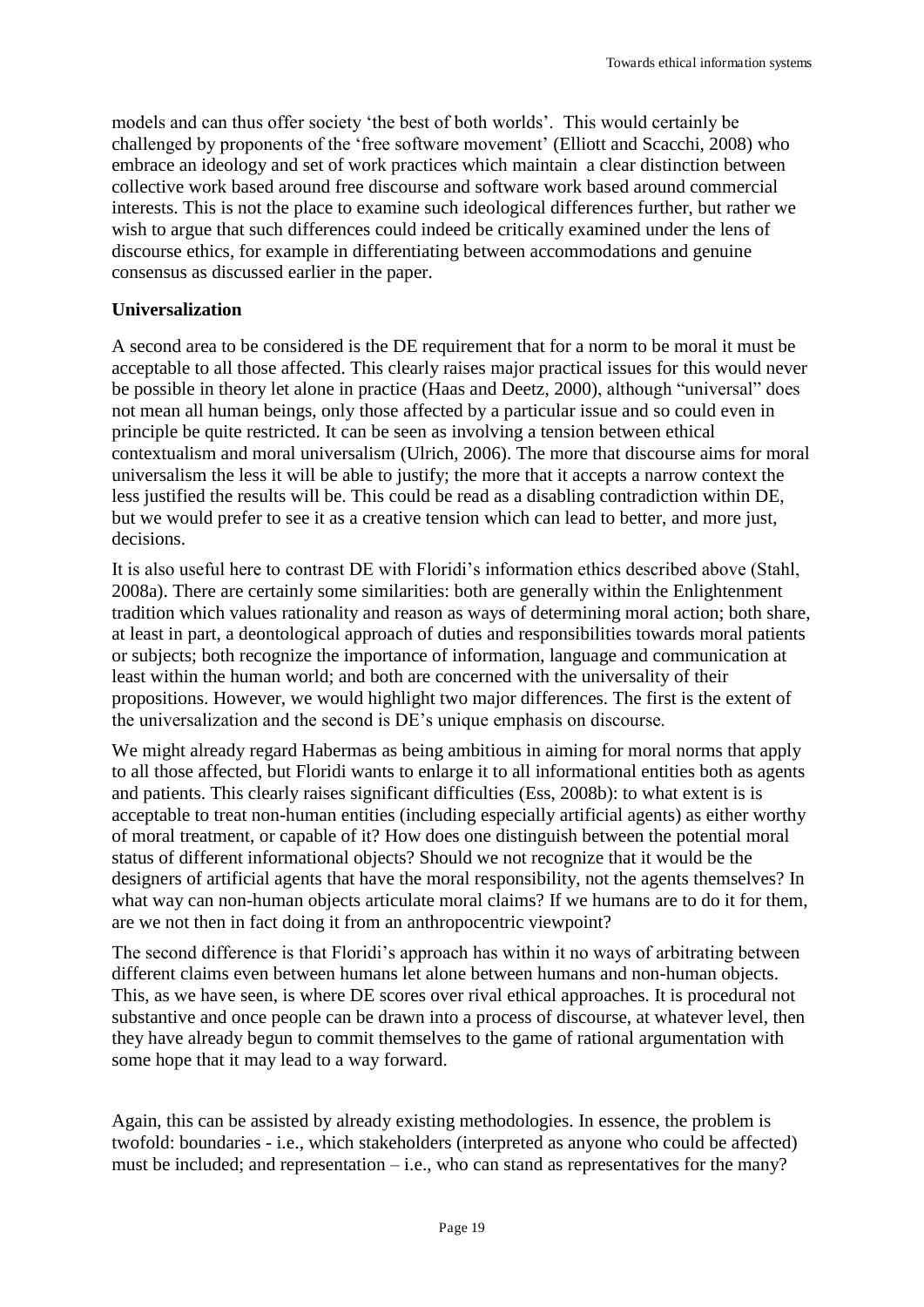models and can thus offer society 'the best of both worlds'. This would certainly be challenged by proponents of the 'free software movement' (Elliott and Scacchi, 2008) who embrace an ideology and set of work practices which maintain a clear distinction between collective work based around free discourse and software work based around commercial interests. This is not the place to examine such ideological differences further, but rather we wish to argue that such differences could indeed be critically examined under the lens of discourse ethics, for example in differentiating between accommodations and genuine consensus as discussed earlier in the paper.

**Universalization**

A second area to be considered is the DE requirement that for a norm to be moral it must be acceptable to all those affected. This clearly raises major practical issues for this would never be possible in theory let alone in practice (Haas and Deetz, 2000), although "universal" does not mean all human beings, only those affected by a particular issue and so could even in principle be quite restricted. It can be seen as involving a tension between ethical contextualism and moral universalism (Ulrich, 2006). The more that discourse aims for moral universalism the less it will be able to justify; the more that it accepts a narrow context the less justified the results will be. This could be read as a disabling contradiction within DE, but we would prefer to see it as a creative tension which can lead to better, and more just, decisions.

It is also useful here to contrast DE with Floridi's information ethics described above (Stahl, 2008a). There are certainly some similarities: both are generally within the Enlightenment tradition which values rationality and reason as ways of determining moral action; both share, at least in part, a deontological approach of duties and responsibilities towards moral patients or subjects; both recognize the importance of information, language and communication at least within the human world; and both are concerned with the universality of their propositions. However, we would highlight two major differences. The first is the extent of the universalization and the second is DE's unique emphasis on discourse.

We might already regard Habermas as being ambitious in aiming for moral norms that apply to all those affected, but Floridi wants to enlarge it to all informational entities both as agents and patients. This clearly raises significant difficulties (Ess, 2008b): to what extent is is acceptable to treat non-human entities (including especially artificial agents) as either worthy of moral treatment, or capable of it? How does one distinguish between the potential moral status of different informational objects? Should we not recognize that it would be the designers of artificial agents that have the moral responsibility, not the agents themselves? In what way can non-human objects articulate moral claims? If we humans are to do it for them, are we not then in fact doing it from an anthropocentric viewpoint?

The second difference is that Floridi's approach has within it no ways of arbitrating between different claims even between humans let alone between humans and non-human objects. This, as we have seen, is where DE scores over rival ethical approaches. It is procedural not substantive and once people can be drawn into a process of discourse, at whatever level, then they have already begun to commit themselves to the game of rational argumentation with some hope that it may lead to a way forward.

Again, this can be assisted by already existing methodologies. In essence, the problem is twofold: boundaries - i.e., which stakeholders (interpreted as anyone who could be affected) must be included; and representation – i.e., who can stand as representatives for the many?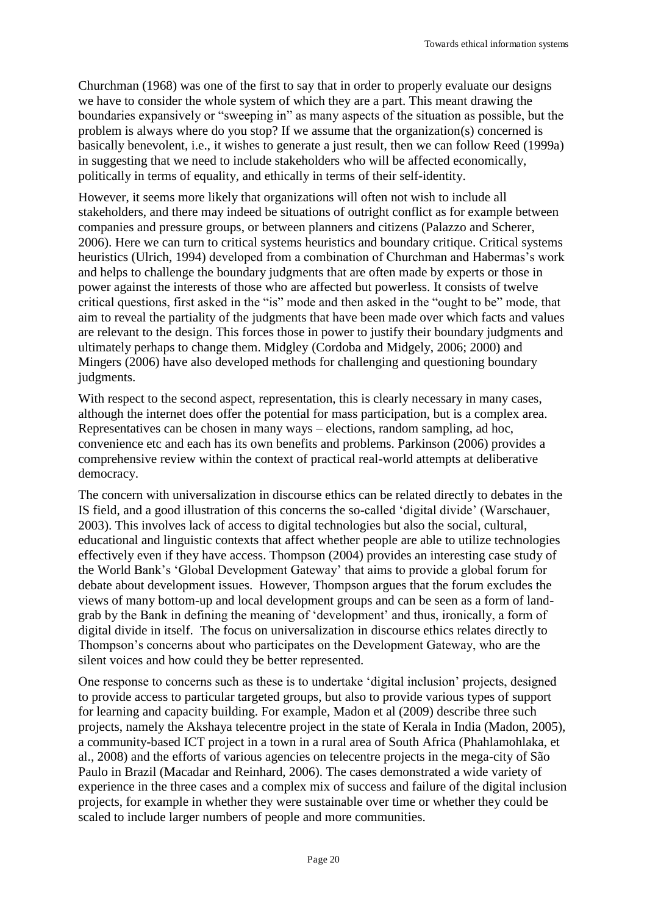Churchman (1968) was one of the first to say that in order to properly evaluate our designs we have to consider the whole system of which they are a part. This meant drawing the boundaries expansively or "sweeping in" as many aspects of the situation as possible, but the problem is always where do you stop? If we assume that the organization(s) concerned is basically benevolent, i.e., it wishes to generate a just result, then we can follow Reed (1999a) in suggesting that we need to include stakeholders who will be affected economically, politically in terms of equality, and ethically in terms of their self-identity.

However, it seems more likely that organizations will often not wish to include all stakeholders, and there may indeed be situations of outright conflict as for example between companies and pressure groups, or between planners and citizens (Palazzo and Scherer, 2006). Here we can turn to critical systems heuristics and boundary critique. Critical systems heuristics (Ulrich, 1994) developed from a combination of Churchman and Habermas's work and helps to challenge the boundary judgments that are often made by experts or those in power against the interests of those who are affected but powerless. It consists of twelve critical questions, first asked in the "is" mode and then asked in the "ought to be" mode, that aim to reveal the partiality of the judgments that have been made over which facts and values are relevant to the design. This forces those in power to justify their boundary judgments and ultimately perhaps to change them. Midgley (Cordoba and Midgely, 2006; 2000) and Mingers (2006) have also developed methods for challenging and questioning boundary judgments.

With respect to the second aspect, representation, this is clearly necessary in many cases, although the internet does offer the potential for mass participation, but is a complex area. Representatives can be chosen in many ways – elections, random sampling, ad hoc, convenience etc and each has its own benefits and problems. Parkinson (2006) provides a comprehensive review within the context of practical real-world attempts at deliberative democracy.

The concern with universalization in discourse ethics can be related directly to debates in the IS field, and a good illustration of this concerns the so-called 'digital divide' (Warschauer, 2003). This involves lack of access to digital technologies but also the social, cultural, educational and linguistic contexts that affect whether people are able to utilize technologies effectively even if they have access. Thompson (2004) provides an interesting case study of the World Bank's 'Global Development Gateway' that aims to provide a global forum for debate about development issues. However, Thompson argues that the forum excludes the views of many bottom-up and local development groups and can be seen as a form of land-grab by the Bank in defining the meaning of 'development' and thus, ironically, a form of digital divide in itself. The focus on universalization in discourse ethics relates directly to Thompson's concerns about who participates on the Development Gateway, who are the silent voices and how could they be better represented.

One response to concerns such as these is to undertake 'digital inclusion' projects, designed to provide access to particular targeted groups, but also to provide various types of support for learning and capacity building. For example, Madon et al (2009) describe three such projects, namely the Akshaya telecentre project in the state of Kerala in India (Madon, 2005), a community-based ICT project in a town in a rural area of South Africa (Phahlamohlaka, et al., 2008) and the efforts of various agencies on telecentre projects in the mega-city of São Paulo in Brazil (Macadar and Reinhard, 2006). The cases demonstrated a wide variety of experience in the three cases and a complex mix of success and failure of the digital inclusion projects, for example in whether they were sustainable over time or whether they could be scaled to include larger numbers of people and more communities.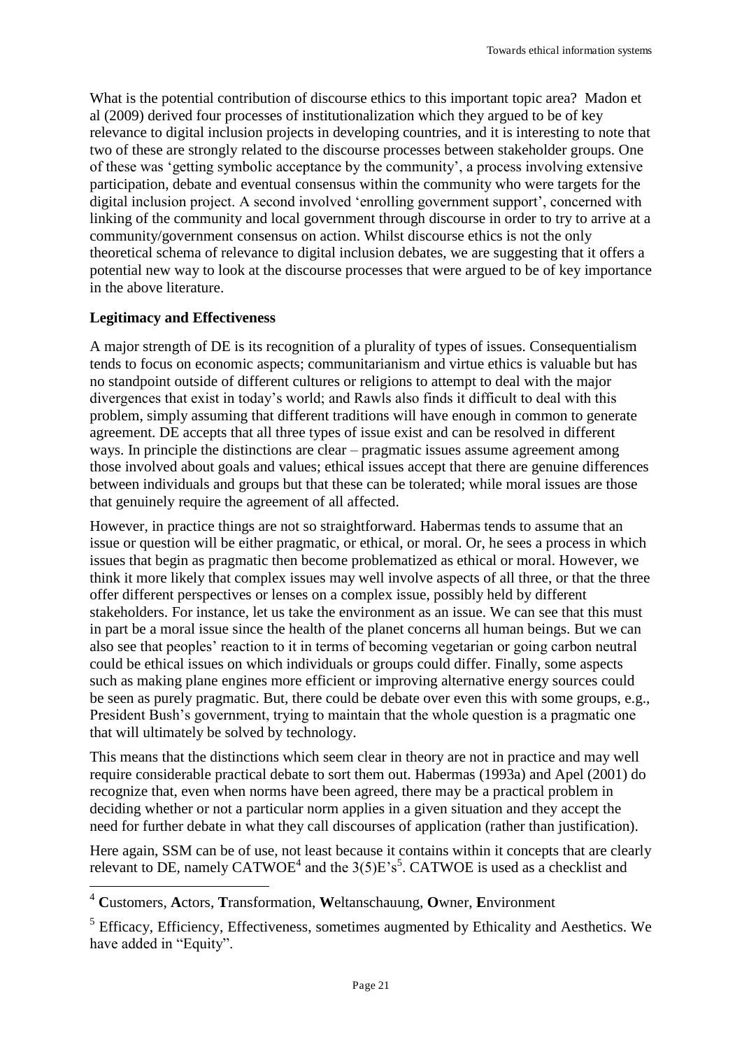What is the potential contribution of discourse ethics to this important topic area? Madon et al (2009) derived four processes of institutionalization which they argued to be of key relevance to digital inclusion projects in developing countries, and it is interesting to note that two of these are strongly related to the discourse processes between stakeholder groups. One of these was 'getting symbolic acceptance by the community', a process involving extensive participation, debate and eventual consensus within the community who were targets for the digital inclusion project. A second involved 'enrolling government support', concerned with linking of the community and local government through discourse in order to try to arrive at a community/government consensus on action. Whilst discourse ethics is not the only theoretical schema of relevance to digital inclusion debates, we are suggesting that it offers a potential new way to look at the discourse processes that were argued to be of key importance in the above literature.

**Legitimacy and Effectiveness**

A major strength of DE is its recognition of a plurality of types of issues. Consequentialism tends to focus on economic aspects; communitarianism and virtue ethics is valuable but has no standpoint outside of different cultures or religions to attempt to deal with the major divergences that exist in today's world; and Rawls also finds it difficult to deal with this problem, simply assuming that different traditions will have enough in common to generate agreement. DE accepts that all three types of issue exist and can be resolved in different ways. In principle the distinctions are clear – pragmatic issues assume agreement among those involved about goals and values; ethical issues accept that there are genuine differences between individuals and groups but that these can be tolerated; while moral issues are those that genuinely require the agreement of all affected.

However, in practice things are not so straightforward. Habermas tends to assume that an issue or question will be either pragmatic, or ethical, or moral. Or, he sees a process in which issues that begin as pragmatic then become problematized as ethical or moral. However, we think it more likely that complex issues may well involve aspects of all three, or that the three offer different perspectives or lenses on a complex issue, possibly held by different stakeholders. For instance, let us take the environment as an issue. We can see that this must in part be a moral issue since the health of the planet concerns all human beings. But we can also see that peoples' reaction to it in terms of becoming vegetarian or going carbon neutral could be ethical issues on which individuals or groups could differ. Finally, some aspects such as making plane engines more efficient or improving alternative energy sources could be seen as purely pragmatic. But, there could be debate over even this with some groups, e.g., President Bush's government, trying to maintain that the whole question is a pragmatic one that will ultimately be solved by technology.

This means that the distinctions which seem clear in theory are not in practice and may well require considerable practical debate to sort them out. Habermas (1993a) and Apel (2001) do recognize that, even when norms have been agreed, there may be a practical problem in deciding whether or not a particular norm applies in a given situation and they accept the need for further debate in what they call discourses of application (rather than justification).

Here again, SSM can be of use, not least because it contains within it concepts that are clearly relevant to DE, namely CATWOE[4] and the 3(5)E's[5]. CATWOE is used as a checklist and

[4] **C**ustomers, **A**ctors, **T**ransformation, **W**eltanschauung, **O**wner, **E**nvironment

[5] Efficacy, Efficiency, Effectiveness, sometimes augmented by Ethicality and Aesthetics. We have added in "Equity".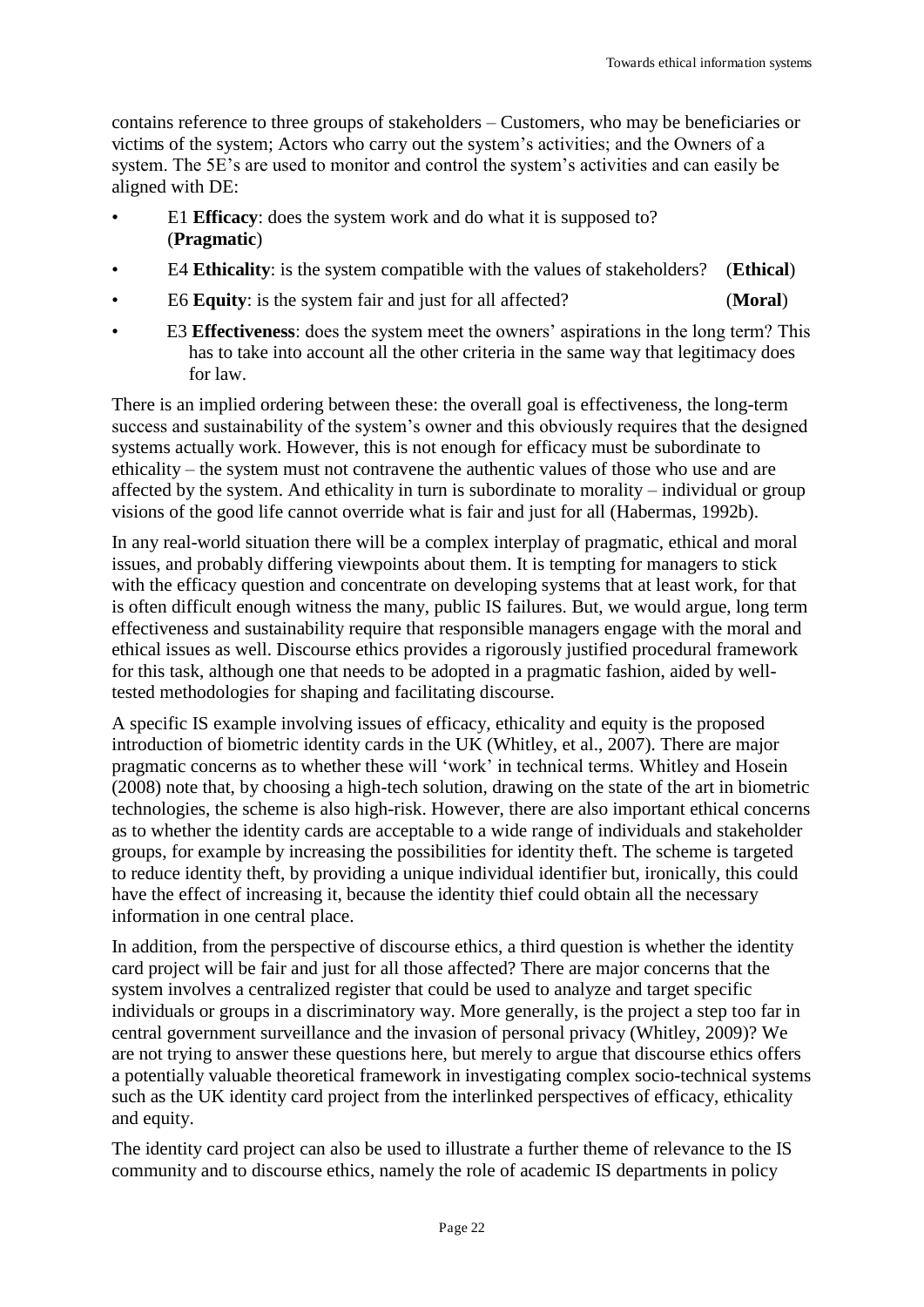contains reference to three groups of stakeholders – Customers, who may be beneficiaries or victims of the system; Actors who carry out the system's activities; and the Owners of a system. The 5E's are used to monitor and control the system's activities and can easily be aligned with DE:

- E1 **Efficacy**: does the system work and do what it is supposed to? (**Pragmatic**)
- E4 **Ethicality**: is the system compatible with the values of stakeholders? (**Ethical**)
- E6 **Equity**: is the system fair and just for all affected? (**Moral**)
- E3 **Effectiveness**: does the system meet the owners' aspirations in the long term? This has to take into account all the other criteria in the same way that legitimacy does for law.

There is an implied ordering between these: the overall goal is effectiveness, the long-term success and sustainability of the system's owner and this obviously requires that the designed systems actually work. However, this is not enough for efficacy must be subordinate to ethicality – the system must not contravene the authentic values of those who use and are affected by the system. And ethicality in turn is subordinate to morality – individual or group visions of the good life cannot override what is fair and just for all (Habermas, 1992b).

In any real-world situation there will be a complex interplay of pragmatic, ethical and moral issues, and probably differing viewpoints about them. It is tempting for managers to stick with the efficacy question and concentrate on developing systems that at least work, for that is often difficult enough witness the many, public IS failures. But, we would argue, long term effectiveness and sustainability require that responsible managers engage with the moral and ethical issues as well. Discourse ethics provides a rigorously justified procedural framework for this task, although one that needs to be adopted in a pragmatic fashion, aided by well-tested methodologies for shaping and facilitating discourse.

A specific IS example involving issues of efficacy, ethicality and equity is the proposed introduction of biometric identity cards in the UK (Whitley, et al., 2007). There are major pragmatic concerns as to whether these will 'work' in technical terms. Whitley and Hosein (2008) note that, by choosing a high-tech solution, drawing on the state of the art in biometric technologies, the scheme is also high-risk. However, there are also important ethical concerns as to whether the identity cards are acceptable to a wide range of individuals and stakeholder groups, for example by increasing the possibilities for identity theft. The scheme is targeted to reduce identity theft, by providing a unique individual identifier but, ironically, this could have the effect of increasing it, because the identity thief could obtain all the necessary information in one central place.

In addition, from the perspective of discourse ethics, a third question is whether the identity card project will be fair and just for all those affected? There are major concerns that the system involves a centralized register that could be used to analyze and target specific individuals or groups in a discriminatory way. More generally, is the project a step too far in central government surveillance and the invasion of personal privacy (Whitley, 2009)? We are not trying to answer these questions here, but merely to argue that discourse ethics offers a potentially valuable theoretical framework in investigating complex socio-technical systems such as the UK identity card project from the interlinked perspectives of efficacy, ethicality and equity.

The identity card project can also be used to illustrate a further theme of relevance to the IS community and to discourse ethics, namely the role of academic IS departments in policy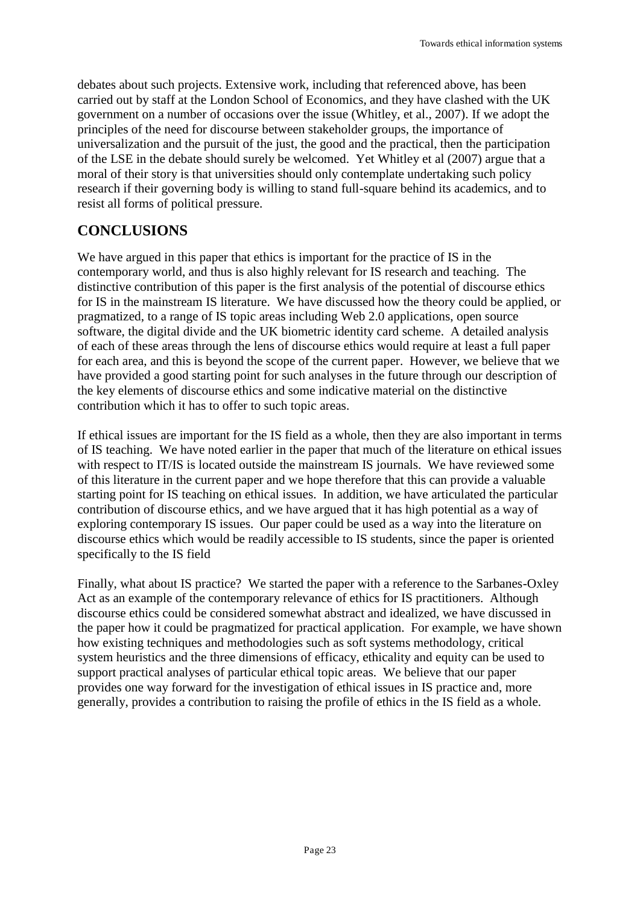debates about such projects. Extensive work, including that referenced above, has been carried out by staff at the London School of Economics, and they have clashed with the UK government on a number of occasions over the issue (Whitley, et al., 2007). If we adopt the principles of the need for discourse between stakeholder groups, the importance of universalization and the pursuit of the just, the good and the practical, then the participation of the LSE in the debate should surely be welcomed. Yet Whitley et al (2007) argue that a moral of their story is that universities should only contemplate undertaking such policy research if their governing body is willing to stand full-square behind its academics, and to resist all forms of political pressure.

## CONCLUSIONS

We have argued in this paper that ethics is important for the practice of IS in the contemporary world, and thus is also highly relevant for IS research and teaching. The distinctive contribution of this paper is the first analysis of the potential of discourse ethics for IS in the mainstream IS literature. We have discussed how the theory could be applied, or pragmatized, to a range of IS topic areas including Web 2.0 applications, open source software, the digital divide and the UK biometric identity card scheme. A detailed analysis of each of these areas through the lens of discourse ethics would require at least a full paper for each area, and this is beyond the scope of the current paper. However, we believe that we have provided a good starting point for such analyses in the future through our description of the key elements of discourse ethics and some indicative material on the distinctive contribution which it has to offer to such topic areas.

If ethical issues are important for the IS field as a whole, then they are also important in terms of IS teaching. We have noted earlier in the paper that much of the literature on ethical issues with respect to IT/IS is located outside the mainstream IS journals. We have reviewed some of this literature in the current paper and we hope therefore that this can provide a valuable starting point for IS teaching on ethical issues. In addition, we have articulated the particular contribution of discourse ethics, and we have argued that it has high potential as a way of exploring contemporary IS issues. Our paper could be used as a way into the literature on discourse ethics which would be readily accessible to IS students, since the paper is oriented specifically to the IS field

Finally, what about IS practice? We started the paper with a reference to the Sarbanes-Oxley Act as an example of the contemporary relevance of ethics for IS practitioners. Although discourse ethics could be considered somewhat abstract and idealized, we have discussed in the paper how it could be pragmatized for practical application. For example, we have shown how existing techniques and methodologies such as soft systems methodology, critical system heuristics and the three dimensions of efficacy, ethicality and equity can be used to support practical analyses of particular ethical topic areas. We believe that our paper provides one way forward for the investigation of ethical issues in IS practice and, more generally, provides a contribution to raising the profile of ethics in the IS field as a whole.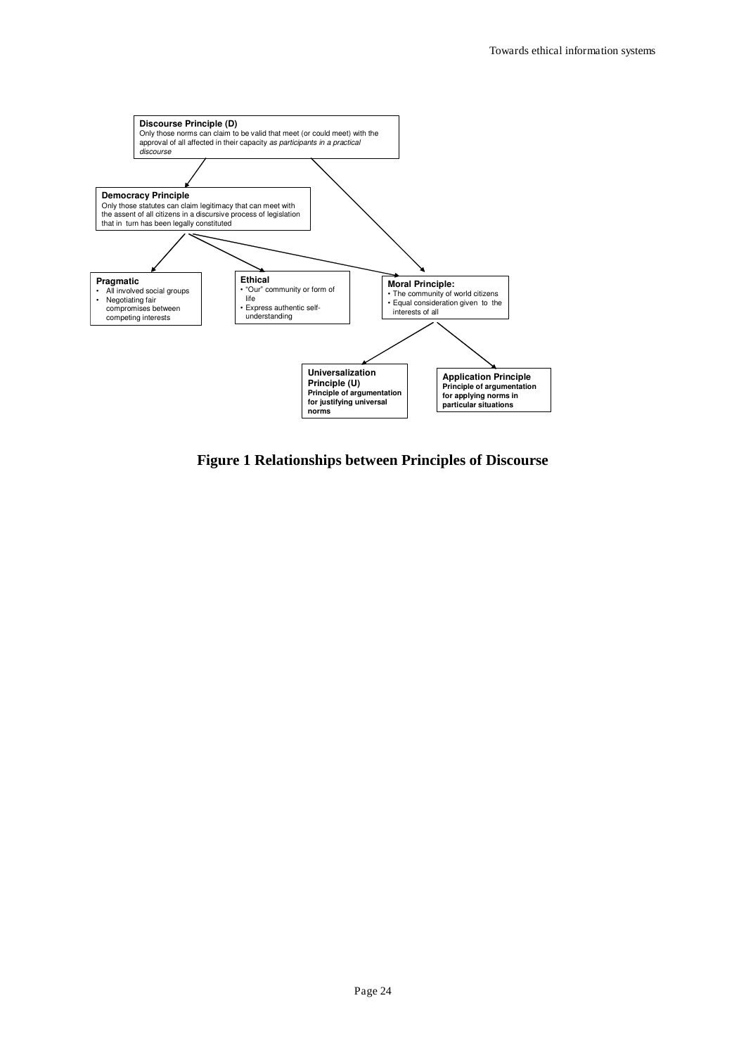**Discourse Principle (D)**
Only those norms can claim to be valid that meet (or could meet) with the approval of all affected in their capacity *as participants in a practical discourse*

**Democracy Principle**
Only those statutes can claim legitimacy that can meet with the assent of all citizens in a discursive process of legislation that in turn has been legally constituted

**Pragmatic**
- All involved social groups
- Negotiating fair compromises between competing interests

**Ethical**
- "Our" community or form of life
- Express authentic self-understanding

**Moral Principle:**
- The community of world citizens
- Equal consideration given to the interests of all

**Universalization Principle (U)**
**Principle of argumentation for justifying universal norms**

**Application Principle**
**Principle of argumentation for applying norms in particular situations**

**Figure 1 Relationships between Principles of Discourse**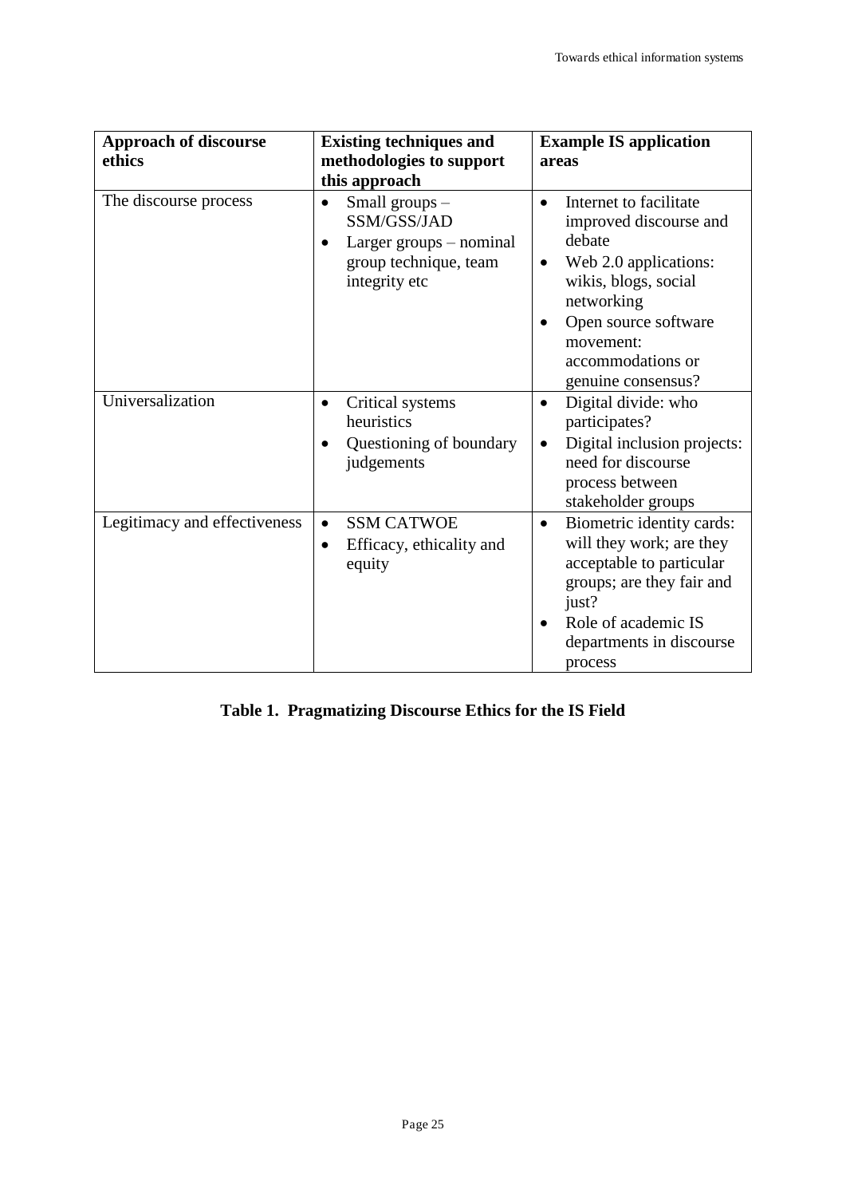| **Approach of discourse ethics** | **Existing techniques and methodologies to support this approach** | **Example IS application areas** |
|---|---|---|
| The discourse process | • Small groups – SSM/GSS/JAD<br>• Larger groups – nominal group technique, team integrity etc | • Internet to facilitate improved discourse and debate<br>• Web 2.0 applications: wikis, blogs, social networking<br>• Open source software movement: accommodations or genuine consensus? |
| Universalization | • Critical systems heuristics<br>• Questioning of boundary judgements | • Digital divide: who participates?<br>• Digital inclusion projects: need for discourse process between stakeholder groups |
| Legitimacy and effectiveness | • SSM CATWOE<br>• Efficacy, ethicality and equity | • Biometric identity cards: will they work; are they acceptable to particular groups; are they fair and just?<br>• Role of academic IS departments in discourse process |

**Table 1. Pragmatizing Discourse Ethics for the IS Field**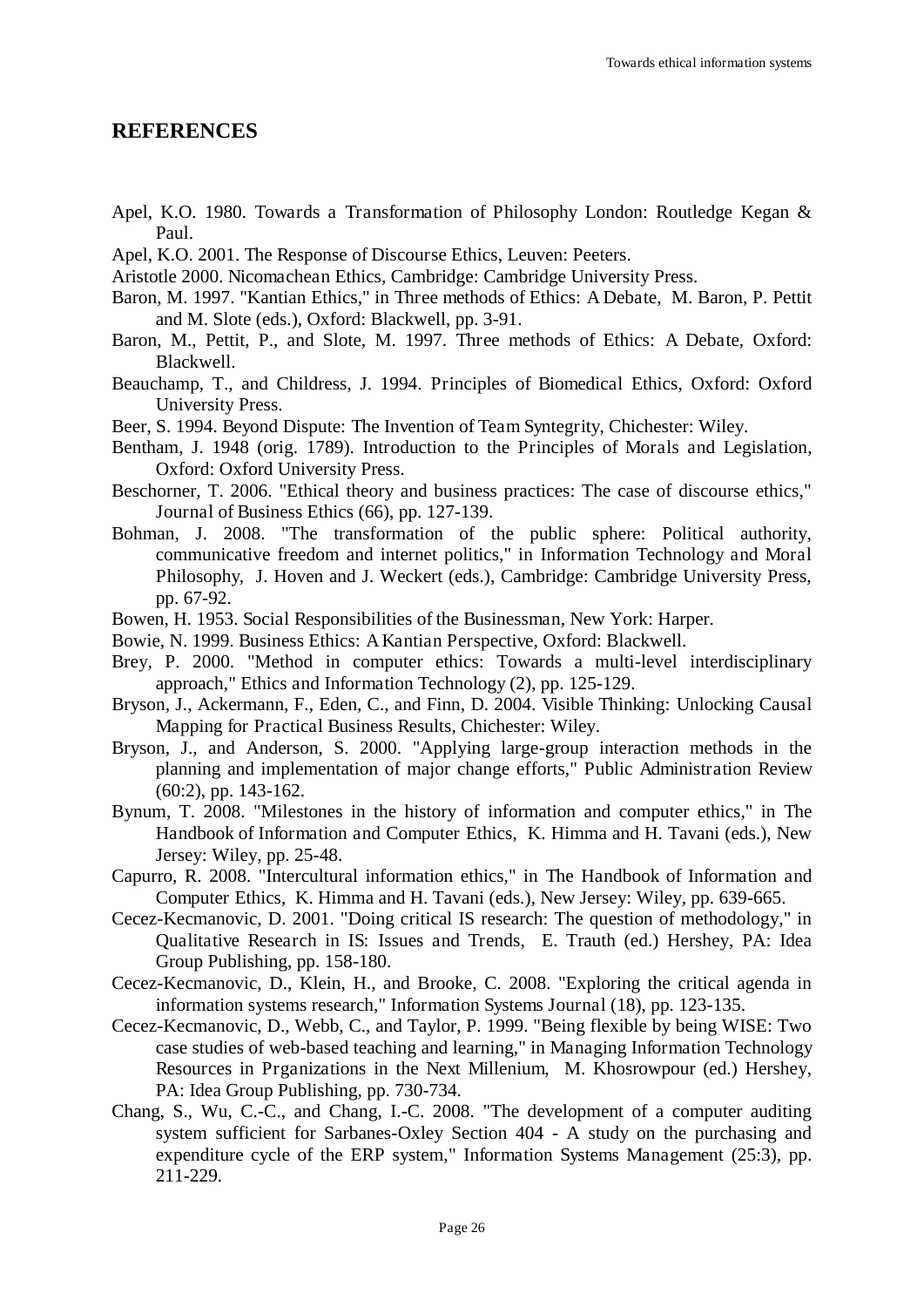## REFERENCES

Apel, K.O. 1980. Towards a Transformation of Philosophy London: Routledge Kegan & Paul.

Apel, K.O. 2001. The Response of Discourse Ethics, Leuven: Peeters.

Aristotle 2000. Nicomachean Ethics, Cambridge: Cambridge University Press.

Baron, M. 1997. "Kantian Ethics," in Three methods of Ethics: A Debate, M. Baron, P. Pettit and M. Slote (eds.), Oxford: Blackwell, pp. 3-91.

Baron, M., Pettit, P., and Slote, M. 1997. Three methods of Ethics: A Debate, Oxford: Blackwell.

Beauchamp, T., and Childress, J. 1994. Principles of Biomedical Ethics, Oxford: Oxford University Press.

Beer, S. 1994. Beyond Dispute: The Invention of Team Syntegrity, Chichester: Wiley.

Bentham, J. 1948 (orig. 1789). Introduction to the Principles of Morals and Legislation, Oxford: Oxford University Press.

Beschorner, T. 2006. "Ethical theory and business practices: The case of discourse ethics," Journal of Business Ethics (66), pp. 127-139.

Bohman, J. 2008. "The transformation of the public sphere: Political authority, communicative freedom and internet politics," in Information Technology and Moral Philosophy, J. Hoven and J. Weckert (eds.), Cambridge: Cambridge University Press, pp. 67-92.

Bowen, H. 1953. Social Responsibilities of the Businessman, New York: Harper.

Bowie, N. 1999. Business Ethics: A Kantian Perspective, Oxford: Blackwell.

Brey, P. 2000. "Method in computer ethics: Towards a multi-level interdisciplinary approach," Ethics and Information Technology (2), pp. 125-129.

Bryson, J., Ackermann, F., Eden, C., and Finn, D. 2004. Visible Thinking: Unlocking Causal Mapping for Practical Business Results, Chichester: Wiley.

Bryson, J., and Anderson, S. 2000. "Applying large-group interaction methods in the planning and implementation of major change efforts," Public Administration Review (60:2), pp. 143-162.

Bynum, T. 2008. "Milestones in the history of information and computer ethics," in The Handbook of Information and Computer Ethics, K. Himma and H. Tavani (eds.), New Jersey: Wiley, pp. 25-48.

Capurro, R. 2008. "Intercultural information ethics," in The Handbook of Information and Computer Ethics, K. Himma and H. Tavani (eds.), New Jersey: Wiley, pp. 639-665.

Cecez-Kecmanovic, D. 2001. "Doing critical IS research: The question of methodology," in Qualitative Research in IS: Issues and Trends, E. Trauth (ed.) Hershey, PA: Idea Group Publishing, pp. 158-180.

Cecez-Kecmanovic, D., Klein, H., and Brooke, C. 2008. "Exploring the critical agenda in information systems research," Information Systems Journal (18), pp. 123-135.

Cecez-Kecmanovic, D., Webb, C., and Taylor, P. 1999. "Being flexible by being WISE: Two case studies of web-based teaching and learning," in Managing Information Technology Resources in Prganizations in the Next Millenium, M. Khosrowpour (ed.) Hershey, PA: Idea Group Publishing, pp. 730-734.

Chang, S., Wu, C.-C., and Chang, I.-C. 2008. "The development of a computer auditing system sufficient for Sarbanes-Oxley Section 404 - A study on the purchasing and expenditure cycle of the ERP system," Information Systems Management (25:3), pp. 211-229.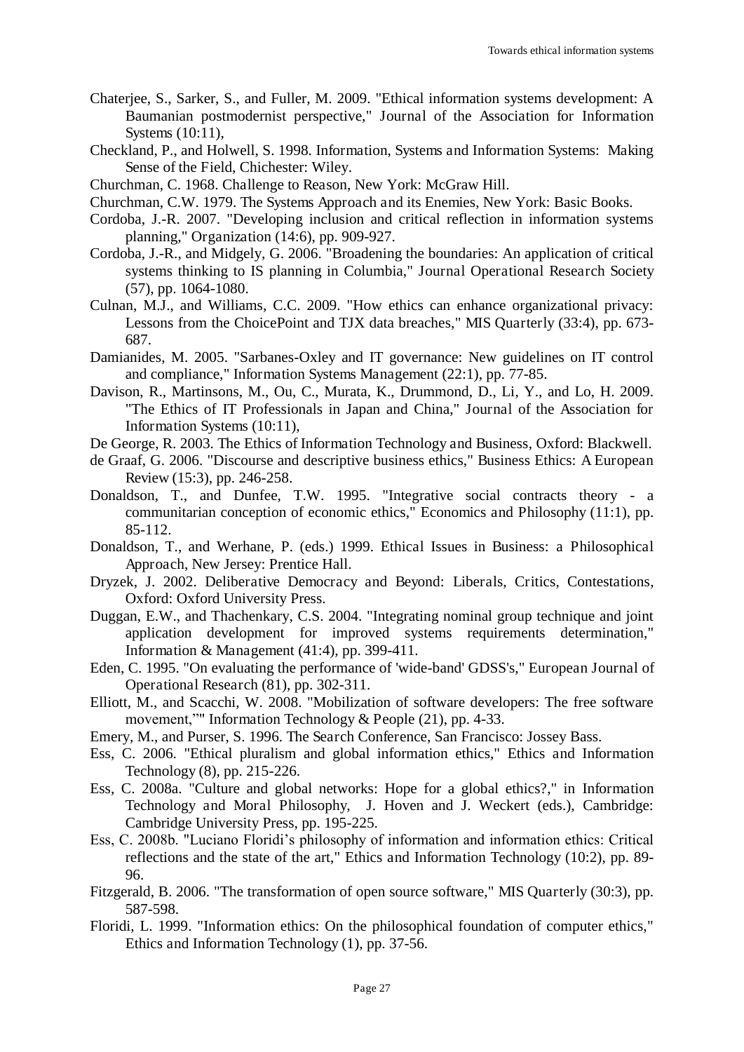Chaterjee, S., Sarker, S., and Fuller, M. 2009. "Ethical information systems development: A Baumanian postmodernist perspective," Journal of the Association for Information Systems (10:11),

Checkland, P., and Holwell, S. 1998. Information, Systems and Information Systems: Making Sense of the Field, Chichester: Wiley.

Churchman, C. 1968. Challenge to Reason, New York: McGraw Hill.

Churchman, C.W. 1979. The Systems Approach and its Enemies, New York: Basic Books.

Cordoba, J.-R. 2007. "Developing inclusion and critical reflection in information systems planning," Organization (14:6), pp. 909-927.

Cordoba, J.-R., and Midgely, G. 2006. "Broadening the boundaries: An application of critical systems thinking to IS planning in Columbia," Journal Operational Research Society (57), pp. 1064-1080.

Culnan, M.J., and Williams, C.C. 2009. "How ethics can enhance organizational privacy: Lessons from the ChoicePoint and TJX data breaches," MIS Quarterly (33:4), pp. 673-687.

Damianides, M. 2005. "Sarbanes-Oxley and IT governance: New guidelines on IT control and compliance," Information Systems Management (22:1), pp. 77-85.

Davison, R., Martinsons, M., Ou, C., Murata, K., Drummond, D., Li, Y., and Lo, H. 2009. "The Ethics of IT Professionals in Japan and China," Journal of the Association for Information Systems (10:11),

De George, R. 2003. The Ethics of Information Technology and Business, Oxford: Blackwell.

de Graaf, G. 2006. "Discourse and descriptive business ethics," Business Ethics: A European Review (15:3), pp. 246-258.

Donaldson, T., and Dunfee, T.W. 1995. "Integrative social contracts theory - a communitarian conception of economic ethics," Economics and Philosophy (11:1), pp. 85-112.

Donaldson, T., and Werhane, P. (eds.) 1999. Ethical Issues in Business: a Philosophical Approach, New Jersey: Prentice Hall.

Dryzek, J. 2002. Deliberative Democracy and Beyond: Liberals, Critics, Contestations, Oxford: Oxford University Press.

Duggan, E.W., and Thachenkary, C.S. 2004. "Integrating nominal group technique and joint application development for improved systems requirements determination," Information & Management (41:4), pp. 399-411.

Eden, C. 1995. "On evaluating the performance of 'wide-band' GDSS's," European Journal of Operational Research (81), pp. 302-311.

Elliott, M., and Scacchi, W. 2008. "Mobilization of software developers: The free software movement,"" Information Technology & People (21), pp. 4-33.

Emery, M., and Purser, S. 1996. The Search Conference, San Francisco: Jossey Bass.

Ess, C. 2006. "Ethical pluralism and global information ethics," Ethics and Information Technology (8), pp. 215-226.

Ess, C. 2008a. "Culture and global networks: Hope for a global ethics?," in Information Technology and Moral Philosophy, J. Hoven and J. Weckert (eds.), Cambridge: Cambridge University Press, pp. 195-225.

Ess, C. 2008b. "Luciano Floridi's philosophy of information and information ethics: Critical reflections and the state of the art," Ethics and Information Technology (10:2), pp. 89-96.

Fitzgerald, B. 2006. "The transformation of open source software," MIS Quarterly (30:3), pp. 587-598.

Floridi, L. 1999. "Information ethics: On the philosophical foundation of computer ethics," Ethics and Information Technology (1), pp. 37-56.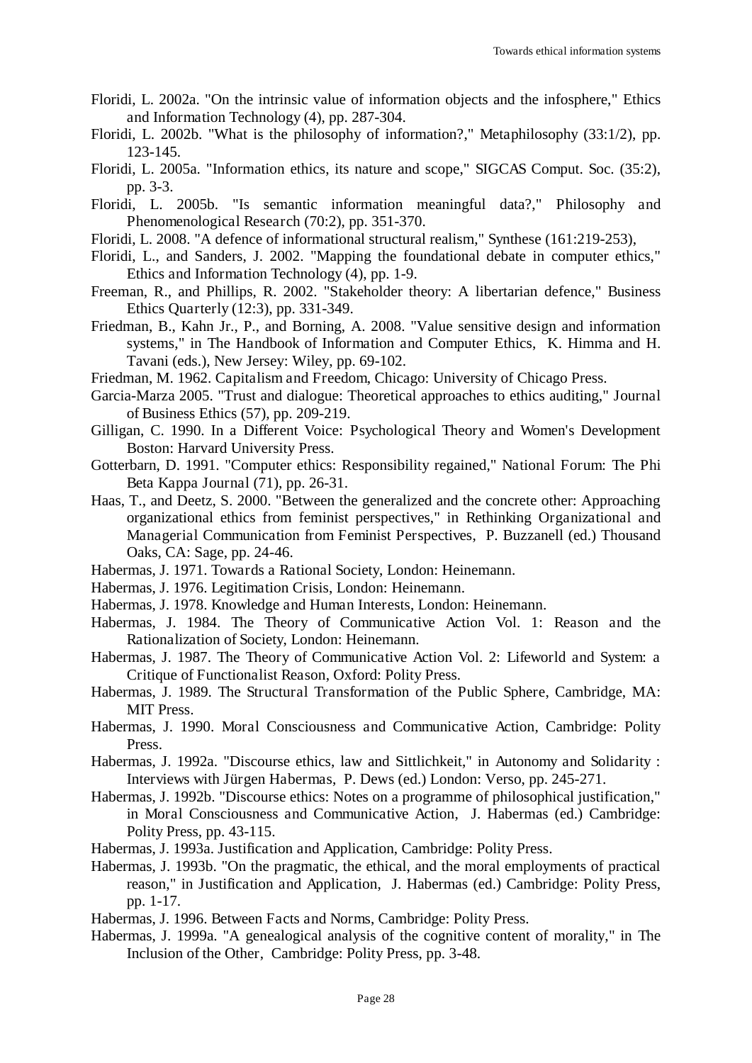Floridi, L. 2002a. "On the intrinsic value of information objects and the infosphere," Ethics and Information Technology (4), pp. 287-304.

Floridi, L. 2002b. "What is the philosophy of information?," Metaphilosophy (33:1/2), pp. 123-145.

Floridi, L. 2005a. "Information ethics, its nature and scope," SIGCAS Comput. Soc. (35:2), pp. 3-3.

Floridi, L. 2005b. "Is semantic information meaningful data?," Philosophy and Phenomenological Research (70:2), pp. 351-370.

Floridi, L. 2008. "A defence of informational structural realism," Synthese (161:219-253),

Floridi, L., and Sanders, J. 2002. "Mapping the foundational debate in computer ethics," Ethics and Information Technology (4), pp. 1-9.

Freeman, R., and Phillips, R. 2002. "Stakeholder theory: A libertarian defence," Business Ethics Quarterly (12:3), pp. 331-349.

Friedman, B., Kahn Jr., P., and Borning, A. 2008. "Value sensitive design and information systems," in The Handbook of Information and Computer Ethics, K. Himma and H. Tavani (eds.), New Jersey: Wiley, pp. 69-102.

Friedman, M. 1962. Capitalism and Freedom, Chicago: University of Chicago Press.

Garcia-Marza 2005. "Trust and dialogue: Theoretical approaches to ethics auditing," Journal of Business Ethics (57), pp. 209-219.

Gilligan, C. 1990. In a Different Voice: Psychological Theory and Women's Development Boston: Harvard University Press.

Gotterbarn, D. 1991. "Computer ethics: Responsibility regained," National Forum: The Phi Beta Kappa Journal (71), pp. 26-31.

Haas, T., and Deetz, S. 2000. "Between the generalized and the concrete other: Approaching organizational ethics from feminist perspectives," in Rethinking Organizational and Managerial Communication from Feminist Perspectives, P. Buzzanell (ed.) Thousand Oaks, CA: Sage, pp. 24-46.

Habermas, J. 1971. Towards a Rational Society, London: Heinemann.

Habermas, J. 1976. Legitimation Crisis, London: Heinemann.

Habermas, J. 1978. Knowledge and Human Interests, London: Heinemann.

Habermas, J. 1984. The Theory of Communicative Action Vol. 1: Reason and the Rationalization of Society, London: Heinemann.

Habermas, J. 1987. The Theory of Communicative Action Vol. 2: Lifeworld and System: a Critique of Functionalist Reason, Oxford: Polity Press.

Habermas, J. 1989. The Structural Transformation of the Public Sphere, Cambridge, MA: MIT Press.

Habermas, J. 1990. Moral Consciousness and Communicative Action, Cambridge: Polity Press.

Habermas, J. 1992a. "Discourse ethics, law and Sittlichkeit," in Autonomy and Solidarity : Interviews with Jürgen Habermas, P. Dews (ed.) London: Verso, pp. 245-271.

Habermas, J. 1992b. "Discourse ethics: Notes on a programme of philosophical justification," in Moral Consciousness and Communicative Action, J. Habermas (ed.) Cambridge: Polity Press, pp. 43-115.

Habermas, J. 1993a. Justification and Application, Cambridge: Polity Press.

Habermas, J. 1993b. "On the pragmatic, the ethical, and the moral employments of practical reason," in Justification and Application, J. Habermas (ed.) Cambridge: Polity Press, pp. 1-17.

Habermas, J. 1996. Between Facts and Norms, Cambridge: Polity Press.

Habermas, J. 1999a. "A genealogical analysis of the cognitive content of morality," in The Inclusion of the Other, Cambridge: Polity Press, pp. 3-48.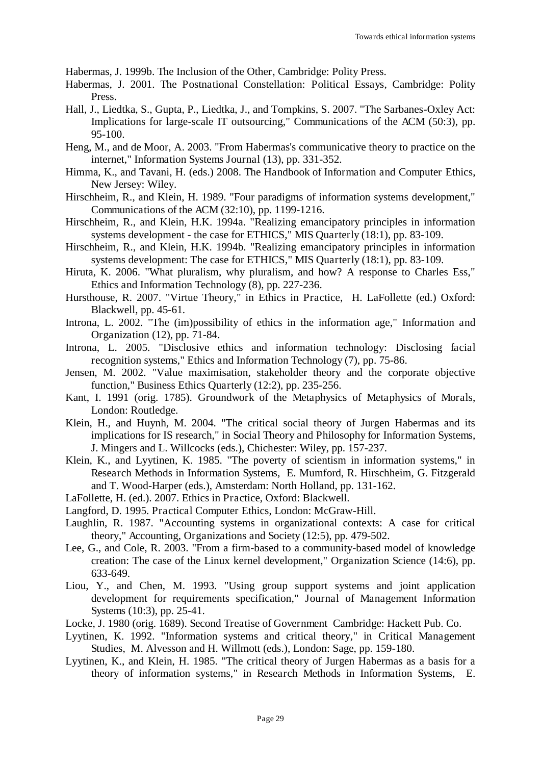Habermas, J. 1999b. The Inclusion of the Other, Cambridge: Polity Press.

Habermas, J. 2001. The Postnational Constellation: Political Essays, Cambridge: Polity Press.

Hall, J., Liedtka, S., Gupta, P., Liedtka, J., and Tompkins, S. 2007. "The Sarbanes-Oxley Act: Implications for large-scale IT outsourcing," Communications of the ACM (50:3), pp. 95-100.

Heng, M., and de Moor, A. 2003. "From Habermas's communicative theory to practice on the internet," Information Systems Journal (13), pp. 331-352.

Himma, K., and Tavani, H. (eds.) 2008. The Handbook of Information and Computer Ethics, New Jersey: Wiley.

Hirschheim, R., and Klein, H. 1989. "Four paradigms of information systems development," Communications of the ACM (32:10), pp. 1199-1216.

Hirschheim, R., and Klein, H.K. 1994a. "Realizing emancipatory principles in information systems development - the case for ETHICS," MIS Quarterly (18:1), pp. 83-109.

Hirschheim, R., and Klein, H.K. 1994b. "Realizing emancipatory principles in information systems development: The case for ETHICS," MIS Quarterly (18:1), pp. 83-109.

Hiruta, K. 2006. "What pluralism, why pluralism, and how? A response to Charles Ess," Ethics and Information Technology (8), pp. 227-236.

Hursthouse, R. 2007. "Virtue Theory," in Ethics in Practice, H. LaFollette (ed.) Oxford: Blackwell, pp. 45-61.

Introna, L. 2002. "The (im)possibility of ethics in the information age," Information and Organization (12), pp. 71-84.

Introna, L. 2005. "Disclosive ethics and information technology: Disclosing facial recognition systems," Ethics and Information Technology (7), pp. 75-86.

Jensen, M. 2002. "Value maximisation, stakeholder theory and the corporate objective function," Business Ethics Quarterly (12:2), pp. 235-256.

Kant, I. 1991 (orig. 1785). Groundwork of the Metaphysics of Metaphysics of Morals, London: Routledge.

Klein, H., and Huynh, M. 2004. "The critical social theory of Jurgen Habermas and its implications for IS research," in Social Theory and Philosophy for Information Systems, J. Mingers and L. Willcocks (eds.), Chichester: Wiley, pp. 157-237.

Klein, K., and Lyytinen, K. 1985. "The poverty of scientism in information systems," in Research Methods in Information Systems, E. Mumford, R. Hirschheim, G. Fitzgerald and T. Wood-Harper (eds.), Amsterdam: North Holland, pp. 131-162.

LaFollette, H. (ed.). 2007. Ethics in Practice, Oxford: Blackwell.

Langford, D. 1995. Practical Computer Ethics, London: McGraw-Hill.

Laughlin, R. 1987. "Accounting systems in organizational contexts: A case for critical theory," Accounting, Organizations and Society (12:5), pp. 479-502.

Lee, G., and Cole, R. 2003. "From a firm-based to a community-based model of knowledge creation: The case of the Linux kernel development," Organization Science (14:6), pp. 633-649.

Liou, Y., and Chen, M. 1993. "Using group support systems and joint application development for requirements specification," Journal of Management Information Systems (10:3), pp. 25-41.

Locke, J. 1980 (orig. 1689). Second Treatise of Government Cambridge: Hackett Pub. Co.

Lyytinen, K. 1992. "Information systems and critical theory," in Critical Management Studies, M. Alvesson and H. Willmott (eds.), London: Sage, pp. 159-180.

Lyytinen, K., and Klein, H. 1985. "The critical theory of Jurgen Habermas as a basis for a theory of information systems," in Research Methods in Information Systems, E.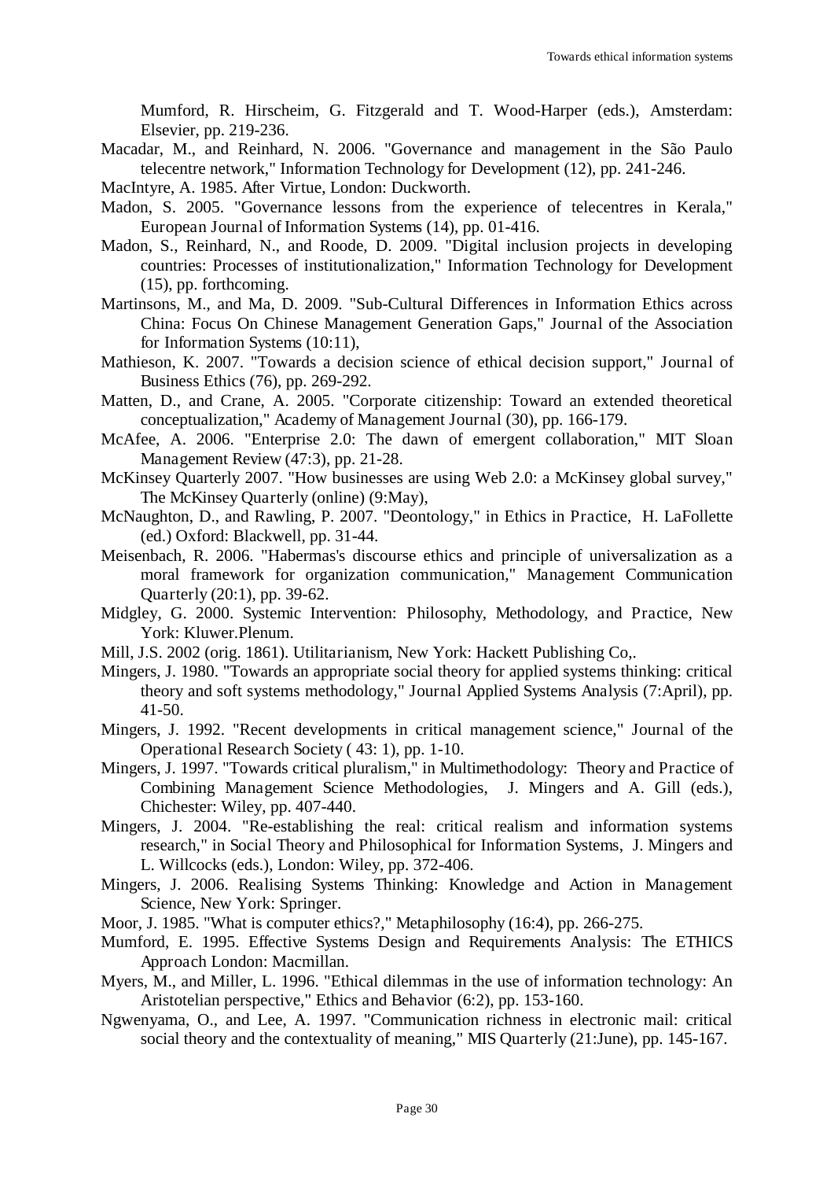Mumford, R. Hirscheim, G. Fitzgerald and T. Wood-Harper (eds.), Amsterdam: Elsevier, pp. 219-236.

Macadar, M., and Reinhard, N. 2006. "Governance and management in the São Paulo telecentre network," Information Technology for Development (12), pp. 241-246.

MacIntyre, A. 1985. After Virtue, London: Duckworth.

Madon, S. 2005. "Governance lessons from the experience of telecentres in Kerala," European Journal of Information Systems (14), pp. 01-416.

Madon, S., Reinhard, N., and Roode, D. 2009. "Digital inclusion projects in developing countries: Processes of institutionalization," Information Technology for Development (15), pp. forthcoming.

Martinsons, M., and Ma, D. 2009. "Sub-Cultural Differences in Information Ethics across China: Focus On Chinese Management Generation Gaps," Journal of the Association for Information Systems (10:11),

Mathieson, K. 2007. "Towards a decision science of ethical decision support," Journal of Business Ethics (76), pp. 269-292.

Matten, D., and Crane, A. 2005. "Corporate citizenship: Toward an extended theoretical conceptualization," Academy of Management Journal (30), pp. 166-179.

McAfee, A. 2006. "Enterprise 2.0: The dawn of emergent collaboration," MIT Sloan Management Review (47:3), pp. 21-28.

McKinsey Quarterly 2007. "How businesses are using Web 2.0: a McKinsey global survey," The McKinsey Quarterly (online) (9:May),

McNaughton, D., and Rawling, P. 2007. "Deontology," in Ethics in Practice, H. LaFollette (ed.) Oxford: Blackwell, pp. 31-44.

Meisenbach, R. 2006. "Habermas's discourse ethics and principle of universalization as a moral framework for organization communication," Management Communication Quarterly (20:1), pp. 39-62.

Midgley, G. 2000. Systemic Intervention: Philosophy, Methodology, and Practice, New York: Kluwer.Plenum.

Mill, J.S. 2002 (orig. 1861). Utilitarianism, New York: Hackett Publishing Co,.

Mingers, J. 1980. "Towards an appropriate social theory for applied systems thinking: critical theory and soft systems methodology," Journal Applied Systems Analysis (7:April), pp. 41-50.

Mingers, J. 1992. "Recent developments in critical management science," Journal of the Operational Research Society ( 43: 1), pp. 1-10.

Mingers, J. 1997. "Towards critical pluralism," in Multimethodology: Theory and Practice of Combining Management Science Methodologies, J. Mingers and A. Gill (eds.), Chichester: Wiley, pp. 407-440.

Mingers, J. 2004. "Re-establishing the real: critical realism and information systems research," in Social Theory and Philosophical for Information Systems, J. Mingers and L. Willcocks (eds.), London: Wiley, pp. 372-406.

Mingers, J. 2006. Realising Systems Thinking: Knowledge and Action in Management Science, New York: Springer.

Moor, J. 1985. "What is computer ethics?," Metaphilosophy (16:4), pp. 266-275.

Mumford, E. 1995. Effective Systems Design and Requirements Analysis: The ETHICS Approach London: Macmillan.

Myers, M., and Miller, L. 1996. "Ethical dilemmas in the use of information technology: An Aristotelian perspective," Ethics and Behavior (6:2), pp. 153-160.

Ngwenyama, O., and Lee, A. 1997. "Communication richness in electronic mail: critical social theory and the contextuality of meaning," MIS Quarterly (21:June), pp. 145-167.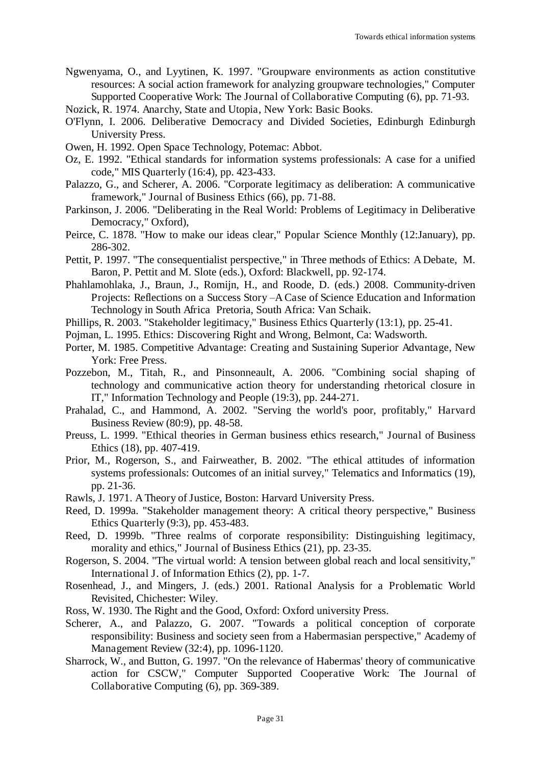Ngwenyama, O., and Lyytinen, K. 1997. "Groupware environments as action constitutive resources: A social action framework for analyzing groupware technologies," Computer Supported Cooperative Work: The Journal of Collaborative Computing (6), pp. 71-93.

Nozick, R. 1974. Anarchy, State and Utopia, New York: Basic Books.

O'Flynn, I. 2006. Deliberative Democracy and Divided Societies, Edinburgh Edinburgh University Press.

Owen, H. 1992. Open Space Technology, Potemac: Abbot.

Oz, E. 1992. "Ethical standards for information systems professionals: A case for a unified code," MIS Quarterly (16:4), pp. 423-433.

Palazzo, G., and Scherer, A. 2006. "Corporate legitimacy as deliberation: A communicative framework," Journal of Business Ethics (66), pp. 71-88.

Parkinson, J. 2006. "Deliberating in the Real World: Problems of Legitimacy in Deliberative Democracy," Oxford),

Peirce, C. 1878. "How to make our ideas clear," Popular Science Monthly (12:January), pp. 286-302.

Pettit, P. 1997. "The consequentialist perspective," in Three methods of Ethics: A Debate, M. Baron, P. Pettit and M. Slote (eds.), Oxford: Blackwell, pp. 92-174.

Phahlamohlaka, J., Braun, J., Romijn, H., and Roode, D. (eds.) 2008. Community-driven Projects: Reflections on a Success Story –A Case of Science Education and Information Technology in South Africa Pretoria, South Africa: Van Schaik.

Phillips, R. 2003. "Stakeholder legitimacy," Business Ethics Quarterly (13:1), pp. 25-41.

Pojman, L. 1995. Ethics: Discovering Right and Wrong, Belmont, Ca: Wadsworth.

Porter, M. 1985. Competitive Advantage: Creating and Sustaining Superior Advantage, New York: Free Press.

Pozzebon, M., Titah, R., and Pinsonneault, A. 2006. "Combining social shaping of technology and communicative action theory for understanding rhetorical closure in IT," Information Technology and People (19:3), pp. 244-271.

Prahalad, C., and Hammond, A. 2002. "Serving the world's poor, profitably," Harvard Business Review (80:9), pp. 48-58.

Preuss, L. 1999. "Ethical theories in German business ethics research," Journal of Business Ethics (18), pp. 407-419.

Prior, M., Rogerson, S., and Fairweather, B. 2002. "The ethical attitudes of information systems professionals: Outcomes of an initial survey," Telematics and Informatics (19), pp. 21-36.

Rawls, J. 1971. A Theory of Justice, Boston: Harvard University Press.

Reed, D. 1999a. "Stakeholder management theory: A critical theory perspective," Business Ethics Quarterly (9:3), pp. 453-483.

Reed, D. 1999b. "Three realms of corporate responsibility: Distinguishing legitimacy, morality and ethics," Journal of Business Ethics (21), pp. 23-35.

Rogerson, S. 2004. "The virtual world: A tension between global reach and local sensitivity," International J. of Information Ethics (2), pp. 1-7.

Rosenhead, J., and Mingers, J. (eds.) 2001. Rational Analysis for a Problematic World Revisited, Chichester: Wiley.

Ross, W. 1930. The Right and the Good, Oxford: Oxford university Press.

Scherer, A., and Palazzo, G. 2007. "Towards a political conception of corporate responsibility: Business and society seen from a Habermasian perspective," Academy of Management Review (32:4), pp. 1096-1120.

Sharrock, W., and Button, G. 1997. "On the relevance of Habermas' theory of communicative action for CSCW," Computer Supported Cooperative Work: The Journal of Collaborative Computing (6), pp. 369-389.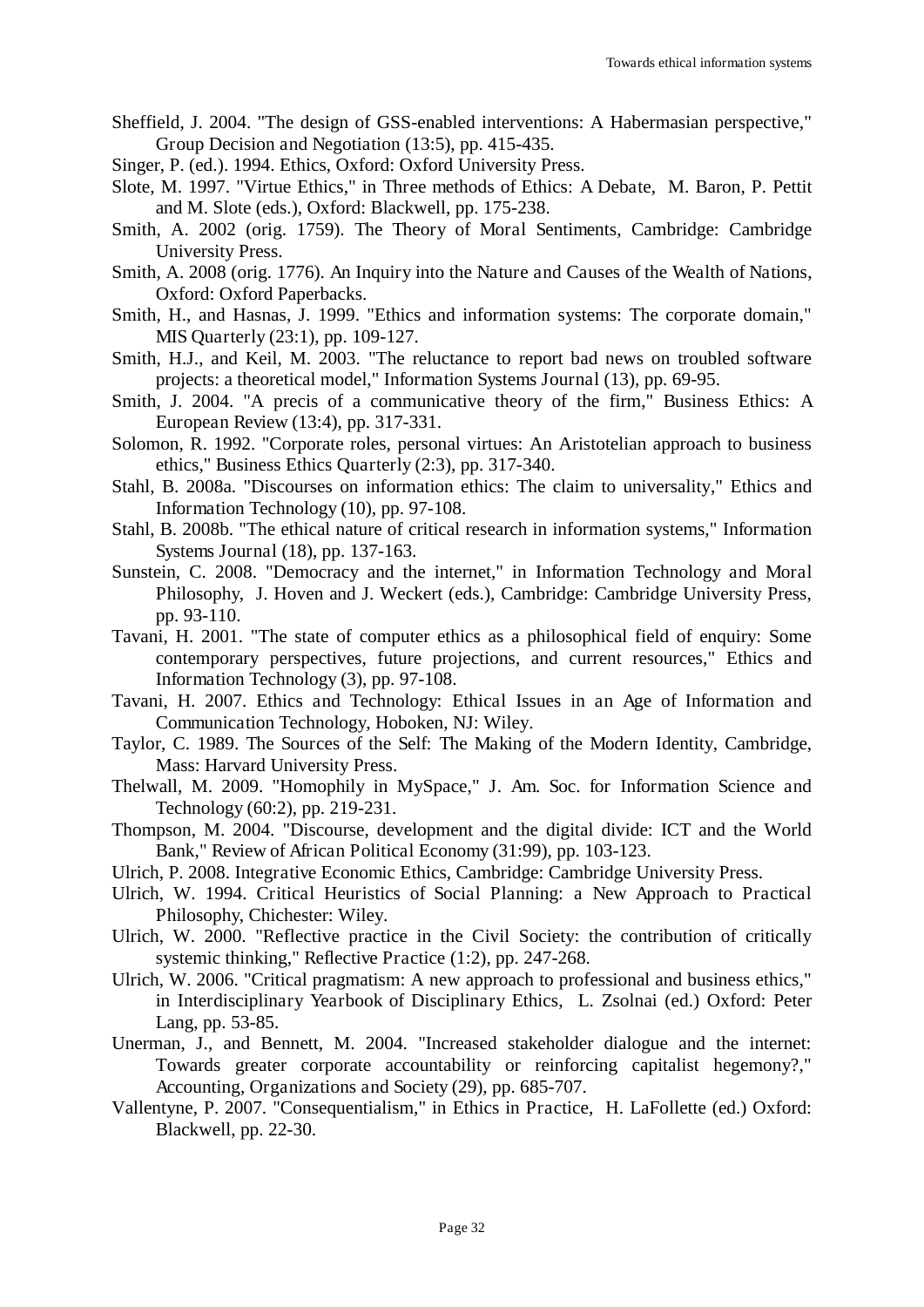Sheffield, J. 2004. "The design of GSS-enabled interventions: A Habermasian perspective," Group Decision and Negotiation (13:5), pp. 415-435.

Singer, P. (ed.). 1994. Ethics, Oxford: Oxford University Press.

Slote, M. 1997. "Virtue Ethics," in Three methods of Ethics: A Debate, M. Baron, P. Pettit and M. Slote (eds.), Oxford: Blackwell, pp. 175-238.

Smith, A. 2002 (orig. 1759). The Theory of Moral Sentiments, Cambridge: Cambridge University Press.

Smith, A. 2008 (orig. 1776). An Inquiry into the Nature and Causes of the Wealth of Nations, Oxford: Oxford Paperbacks.

Smith, H., and Hasnas, J. 1999. "Ethics and information systems: The corporate domain," MIS Quarterly (23:1), pp. 109-127.

Smith, H.J., and Keil, M. 2003. "The reluctance to report bad news on troubled software projects: a theoretical model," Information Systems Journal (13), pp. 69-95.

Smith, J. 2004. "A precis of a communicative theory of the firm," Business Ethics: A European Review (13:4), pp. 317-331.

Solomon, R. 1992. "Corporate roles, personal virtues: An Aristotelian approach to business ethics," Business Ethics Quarterly (2:3), pp. 317-340.

Stahl, B. 2008a. "Discourses on information ethics: The claim to universality," Ethics and Information Technology (10), pp. 97-108.

Stahl, B. 2008b. "The ethical nature of critical research in information systems," Information Systems Journal (18), pp. 137-163.

Sunstein, C. 2008. "Democracy and the internet," in Information Technology and Moral Philosophy, J. Hoven and J. Weckert (eds.), Cambridge: Cambridge University Press, pp. 93-110.

Tavani, H. 2001. "The state of computer ethics as a philosophical field of enquiry: Some contemporary perspectives, future projections, and current resources," Ethics and Information Technology (3), pp. 97-108.

Tavani, H. 2007. Ethics and Technology: Ethical Issues in an Age of Information and Communication Technology, Hoboken, NJ: Wiley.

Taylor, C. 1989. The Sources of the Self: The Making of the Modern Identity, Cambridge, Mass: Harvard University Press.

Thelwall, M. 2009. "Homophily in MySpace," J. Am. Soc. for Information Science and Technology (60:2), pp. 219-231.

Thompson, M. 2004. "Discourse, development and the digital divide: ICT and the World Bank," Review of African Political Economy (31:99), pp. 103-123.

Ulrich, P. 2008. Integrative Economic Ethics, Cambridge: Cambridge University Press.

Ulrich, W. 1994. Critical Heuristics of Social Planning: a New Approach to Practical Philosophy, Chichester: Wiley.

Ulrich, W. 2000. "Reflective practice in the Civil Society: the contribution of critically systemic thinking," Reflective Practice (1:2), pp. 247-268.

Ulrich, W. 2006. "Critical pragmatism: A new approach to professional and business ethics," in Interdisciplinary Yearbook of Disciplinary Ethics, L. Zsolnai (ed.) Oxford: Peter Lang, pp. 53-85.

Unerman, J., and Bennett, M. 2004. "Increased stakeholder dialogue and the internet: Towards greater corporate accountability or reinforcing capitalist hegemony?," Accounting, Organizations and Society (29), pp. 685-707.

Vallentyne, P. 2007. "Consequentialism," in Ethics in Practice, H. LaFollette (ed.) Oxford: Blackwell, pp. 22-30.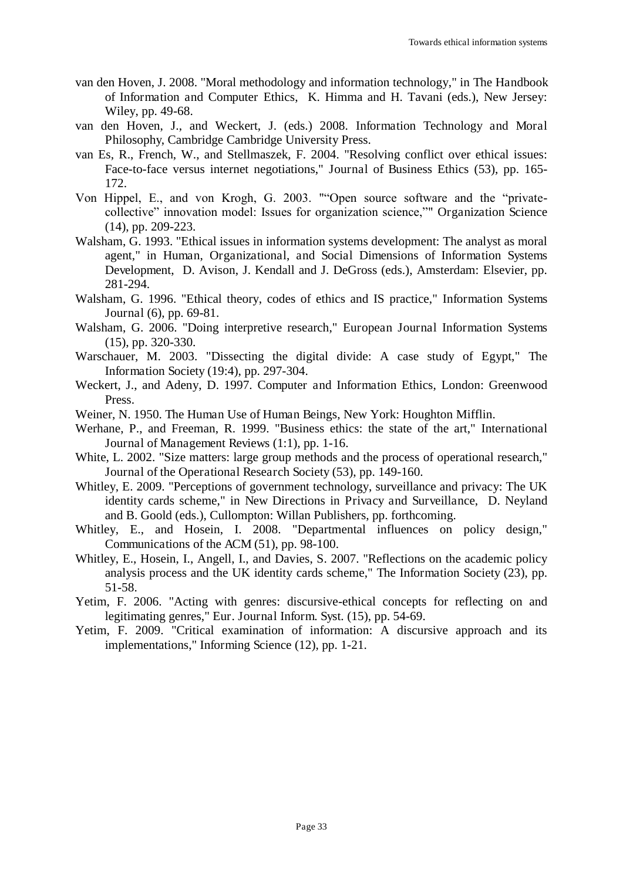van den Hoven, J. 2008. "Moral methodology and information technology," in The Handbook of Information and Computer Ethics, K. Himma and H. Tavani (eds.), New Jersey: Wiley, pp. 49-68.

van den Hoven, J., and Weckert, J. (eds.) 2008. Information Technology and Moral Philosophy, Cambridge Cambridge University Press.

van Es, R., French, W., and Stellmaszek, F. 2004. "Resolving conflict over ethical issues: Face-to-face versus internet negotiations," Journal of Business Ethics (53), pp. 165-172.

Von Hippel, E., and von Krogh, G. 2003. "“Open source software and the “private-collective” innovation model: Issues for organization science,”" Organization Science (14), pp. 209-223.

Walsham, G. 1993. "Ethical issues in information systems development: The analyst as moral agent," in Human, Organizational, and Social Dimensions of Information Systems Development, D. Avison, J. Kendall and J. DeGross (eds.), Amsterdam: Elsevier, pp. 281-294.

Walsham, G. 1996. "Ethical theory, codes of ethics and IS practice," Information Systems Journal (6), pp. 69-81.

Walsham, G. 2006. "Doing interpretive research," European Journal Information Systems (15), pp. 320-330.

Warschauer, M. 2003. "Dissecting the digital divide: A case study of Egypt," The Information Society (19:4), pp. 297-304.

Weckert, J., and Adeny, D. 1997. Computer and Information Ethics, London: Greenwood Press.

Weiner, N. 1950. The Human Use of Human Beings, New York: Houghton Mifflin.

Werhane, P., and Freeman, R. 1999. "Business ethics: the state of the art," International Journal of Management Reviews (1:1), pp. 1-16.

White, L. 2002. "Size matters: large group methods and the process of operational research," Journal of the Operational Research Society (53), pp. 149-160.

Whitley, E. 2009. "Perceptions of government technology, surveillance and privacy: The UK identity cards scheme," in New Directions in Privacy and Surveillance, D. Neyland and B. Goold (eds.), Cullompton: Willan Publishers, pp. forthcoming.

Whitley, E., and Hosein, I. 2008. "Departmental influences on policy design," Communications of the ACM (51), pp. 98-100.

Whitley, E., Hosein, I., Angell, I., and Davies, S. 2007. "Reflections on the academic policy analysis process and the UK identity cards scheme," The Information Society (23), pp. 51-58.

Yetim, F. 2006. "Acting with genres: discursive-ethical concepts for reflecting on and legitimating genres," Eur. Journal Inform. Syst. (15), pp. 54-69.

Yetim, F. 2009. "Critical examination of information: A discursive approach and its implementations," Informing Science (12), pp. 1-21.